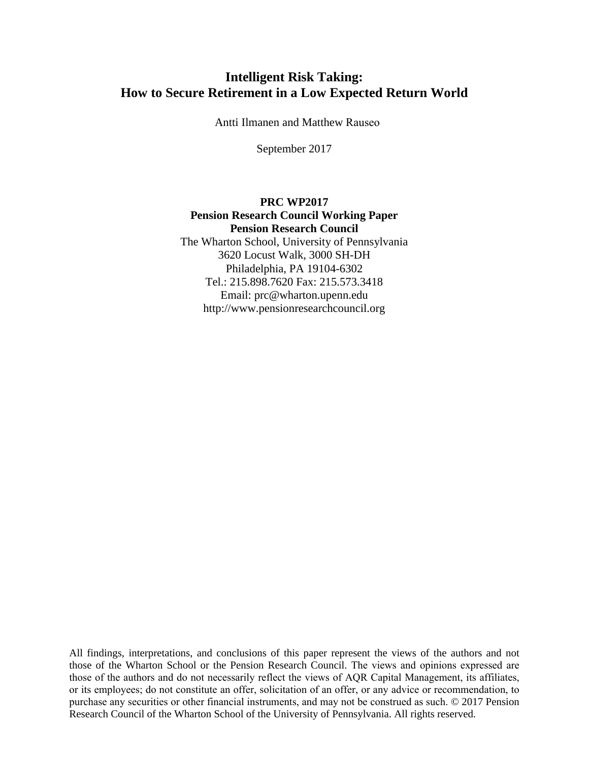# Intelligent Risk Taking:
# How to Secure Retirement in a Low Expected Return World

Antti Ilmanen and Matthew Rauseo

September 2017

**PRC WP2017**
**Pension Research Council Working Paper**
**Pension Research Council**
The Wharton School, University of Pennsylvania
3620 Locust Walk, 3000 SH-DH
Philadelphia, PA 19104-6302
Tel.: 215.898.7620 Fax: 215.573.3418
Email: prc@wharton.upenn.edu
http://www.pensionresearchcouncil.org

All findings, interpretations, and conclusions of this paper represent the views of the authors and not those of the Wharton School or the Pension Research Council. The views and opinions expressed are those of the authors and do not necessarily reflect the views of AQR Capital Management, its affiliates, or its employees; do not constitute an offer, solicitation of an offer, or any advice or recommendation, to purchase any securities or other financial instruments, and may not be construed as such. © 2017 Pension Research Council of the Wharton School of the University of Pennsylvania. All rights reserved.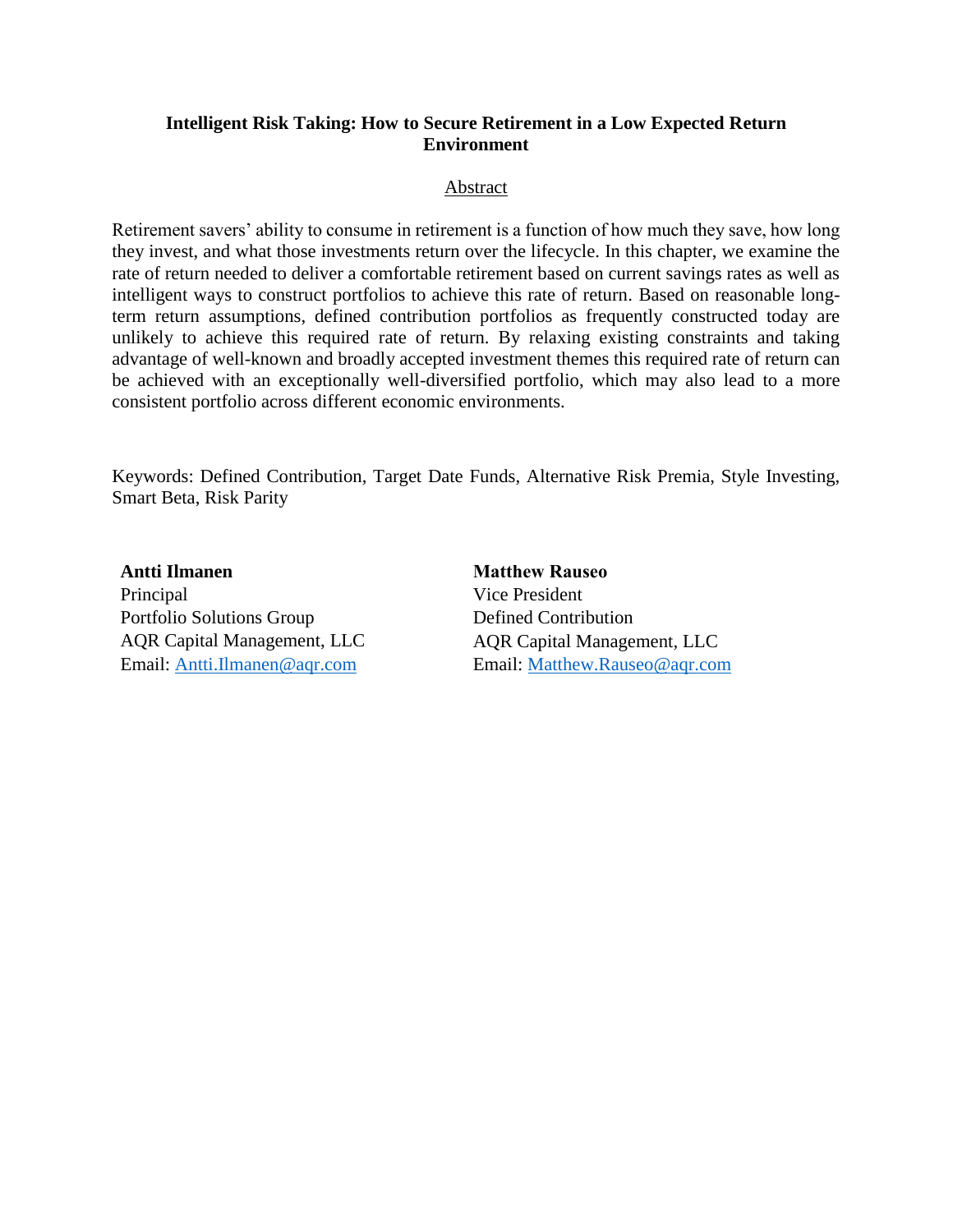**Intelligent Risk Taking: How to Secure Retirement in a Low Expected Return Environment**

Abstract

Retirement savers' ability to consume in retirement is a function of how much they save, how long they invest, and what those investments return over the lifecycle. In this chapter, we examine the rate of return needed to deliver a comfortable retirement based on current savings rates as well as intelligent ways to construct portfolios to achieve this rate of return. Based on reasonable long-term return assumptions, defined contribution portfolios as frequently constructed today are unlikely to achieve this required rate of return. By relaxing existing constraints and taking advantage of well-known and broadly accepted investment themes this required rate of return can be achieved with an exceptionally well-diversified portfolio, which may also lead to a more consistent portfolio across different economic environments.

Keywords: Defined Contribution, Target Date Funds, Alternative Risk Premia, Style Investing, Smart Beta, Risk Parity

**Antti Ilmanen**
Principal
Portfolio Solutions Group
AQR Capital Management, LLC
Email: Antti.Ilmanen@aqr.com

**Matthew Rauseo**
Vice President
Defined Contribution
AQR Capital Management, LLC
Email: Matthew.Rauseo@aqr.com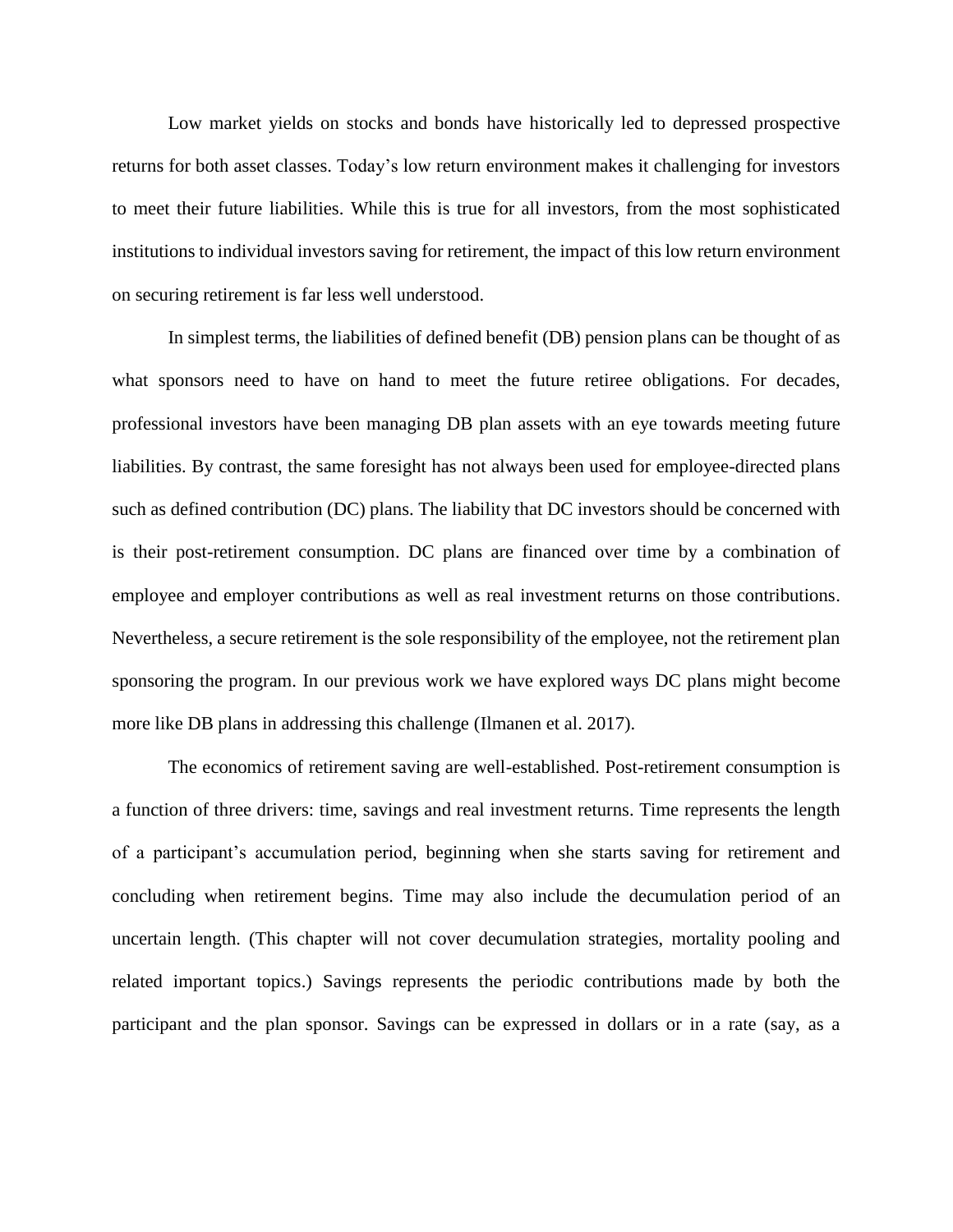Low market yields on stocks and bonds have historically led to depressed prospective returns for both asset classes. Today's low return environment makes it challenging for investors to meet their future liabilities. While this is true for all investors, from the most sophisticated institutions to individual investors saving for retirement, the impact of this low return environment on securing retirement is far less well understood.

In simplest terms, the liabilities of defined benefit (DB) pension plans can be thought of as what sponsors need to have on hand to meet the future retiree obligations. For decades, professional investors have been managing DB plan assets with an eye towards meeting future liabilities. By contrast, the same foresight has not always been used for employee-directed plans such as defined contribution (DC) plans. The liability that DC investors should be concerned with is their post-retirement consumption. DC plans are financed over time by a combination of employee and employer contributions as well as real investment returns on those contributions. Nevertheless, a secure retirement is the sole responsibility of the employee, not the retirement plan sponsoring the program. In our previous work we have explored ways DC plans might become more like DB plans in addressing this challenge (Ilmanen et al. 2017).

The economics of retirement saving are well-established. Post-retirement consumption is a function of three drivers: time, savings and real investment returns. Time represents the length of a participant's accumulation period, beginning when she starts saving for retirement and concluding when retirement begins. Time may also include the decumulation period of an uncertain length. (This chapter will not cover decumulation strategies, mortality pooling and related important topics.) Savings represents the periodic contributions made by both the participant and the plan sponsor. Savings can be expressed in dollars or in a rate (say, as a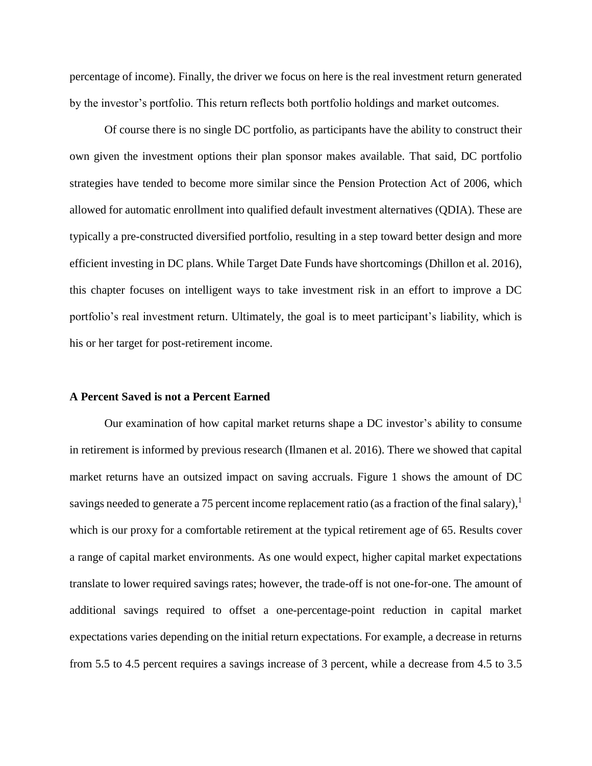percentage of income). Finally, the driver we focus on here is the real investment return generated by the investor's portfolio. This return reflects both portfolio holdings and market outcomes.

Of course there is no single DC portfolio, as participants have the ability to construct their own given the investment options their plan sponsor makes available. That said, DC portfolio strategies have tended to become more similar since the Pension Protection Act of 2006, which allowed for automatic enrollment into qualified default investment alternatives (QDIA). These are typically a pre-constructed diversified portfolio, resulting in a step toward better design and more efficient investing in DC plans. While Target Date Funds have shortcomings (Dhillon et al. 2016), this chapter focuses on intelligent ways to take investment risk in an effort to improve a DC portfolio's real investment return. Ultimately, the goal is to meet participant's liability, which is his or her target for post-retirement income.

## A Percent Saved is not a Percent Earned

Our examination of how capital market returns shape a DC investor's ability to consume in retirement is informed by previous research (Ilmanen et al. 2016). There we showed that capital market returns have an outsized impact on saving accruals. Figure 1 shows the amount of DC savings needed to generate a 75 percent income replacement ratio (as a fraction of the final salary),[1] which is our proxy for a comfortable retirement at the typical retirement age of 65. Results cover a range of capital market environments. As one would expect, higher capital market expectations translate to lower required savings rates; however, the trade-off is not one-for-one. The amount of additional savings required to offset a one-percentage-point reduction in capital market expectations varies depending on the initial return expectations. For example, a decrease in returns from 5.5 to 4.5 percent requires a savings increase of 3 percent, while a decrease from 4.5 to 3.5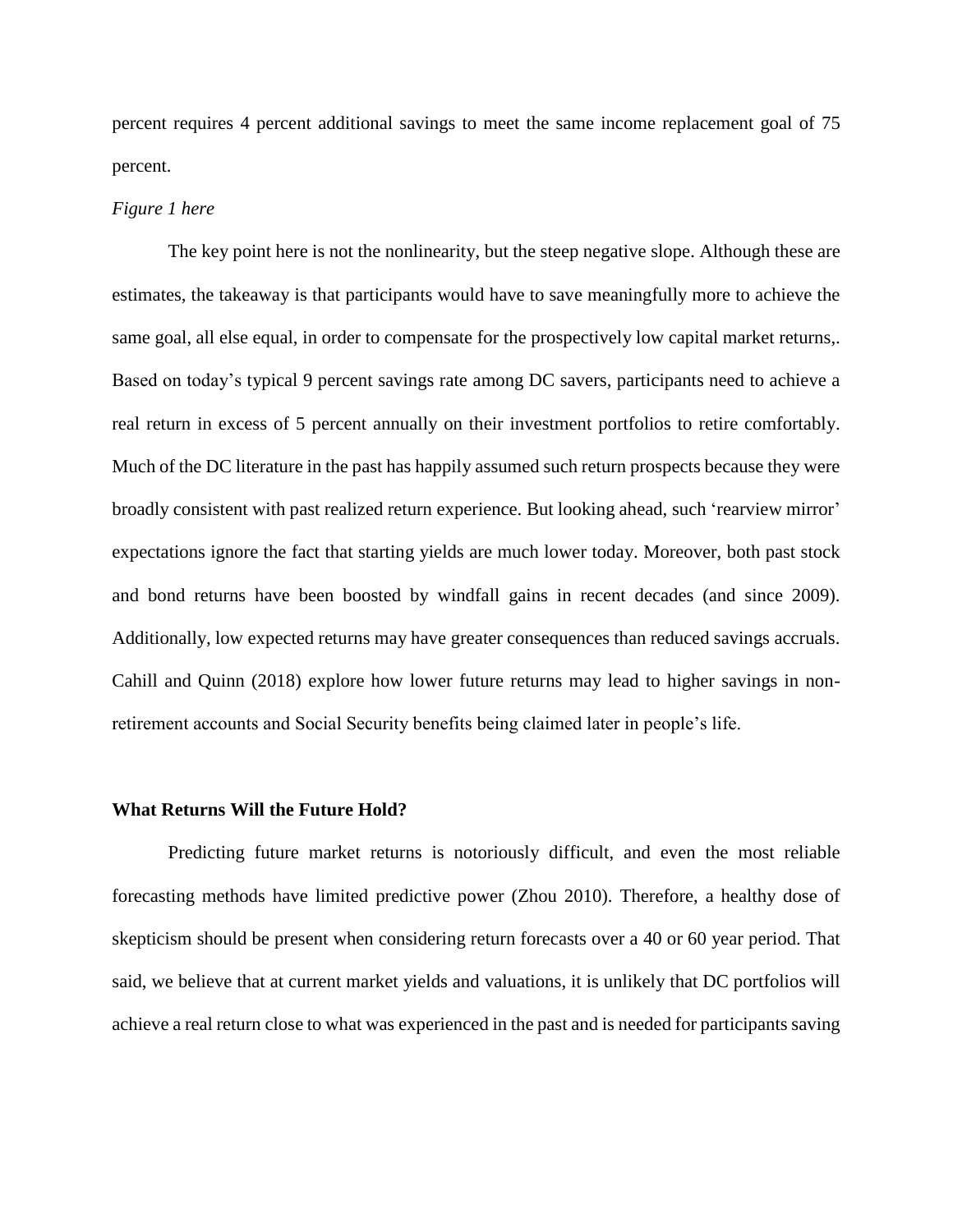percent requires 4 percent additional savings to meet the same income replacement goal of 75 percent.

*Figure 1 here*

The key point here is not the nonlinearity, but the steep negative slope. Although these are estimates, the takeaway is that participants would have to save meaningfully more to achieve the same goal, all else equal, in order to compensate for the prospectively low capital market returns,. Based on today's typical 9 percent savings rate among DC savers, participants need to achieve a real return in excess of 5 percent annually on their investment portfolios to retire comfortably. Much of the DC literature in the past has happily assumed such return prospects because they were broadly consistent with past realized return experience. But looking ahead, such 'rearview mirror' expectations ignore the fact that starting yields are much lower today. Moreover, both past stock and bond returns have been boosted by windfall gains in recent decades (and since 2009). Additionally, low expected returns may have greater consequences than reduced savings accruals. Cahill and Quinn (2018) explore how lower future returns may lead to higher savings in non-retirement accounts and Social Security benefits being claimed later in people's life.

**What Returns Will the Future Hold?**

Predicting future market returns is notoriously difficult, and even the most reliable forecasting methods have limited predictive power (Zhou 2010). Therefore, a healthy dose of skepticism should be present when considering return forecasts over a 40 or 60 year period. That said, we believe that at current market yields and valuations, it is unlikely that DC portfolios will achieve a real return close to what was experienced in the past and is needed for participants saving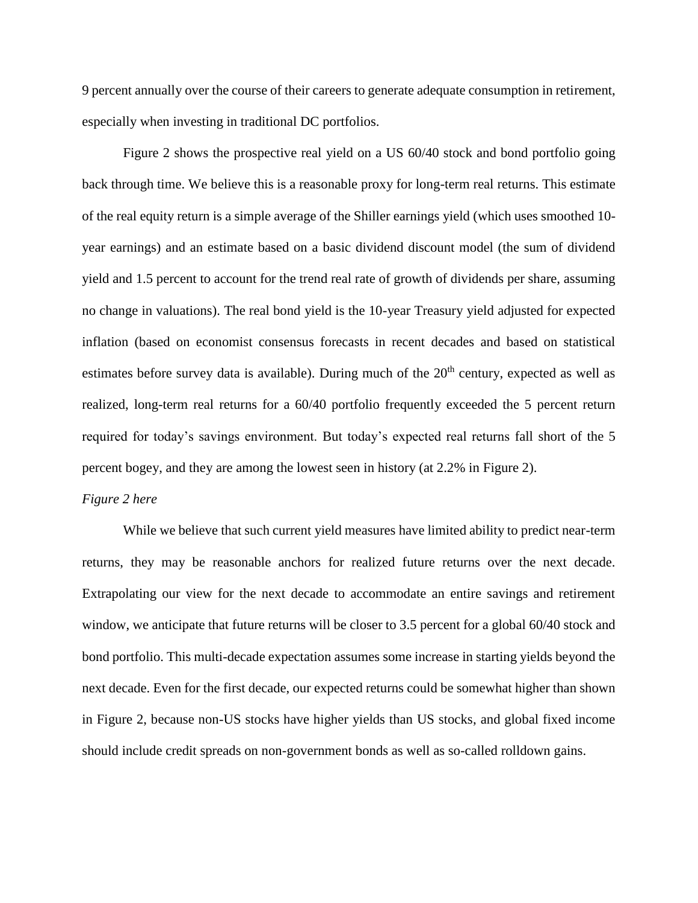9 percent annually over the course of their careers to generate adequate consumption in retirement, especially when investing in traditional DC portfolios.

Figure 2 shows the prospective real yield on a US 60/40 stock and bond portfolio going back through time. We believe this is a reasonable proxy for long-term real returns. This estimate of the real equity return is a simple average of the Shiller earnings yield (which uses smoothed 10-year earnings) and an estimate based on a basic dividend discount model (the sum of dividend yield and 1.5 percent to account for the trend real rate of growth of dividends per share, assuming no change in valuations). The real bond yield is the 10-year Treasury yield adjusted for expected inflation (based on economist consensus forecasts in recent decades and based on statistical estimates before survey data is available). During much of the 20th century, expected as well as realized, long-term real returns for a 60/40 portfolio frequently exceeded the 5 percent return required for today's savings environment. But today's expected real returns fall short of the 5 percent bogey, and they are among the lowest seen in history (at 2.2% in Figure 2).

*Figure 2 here*

While we believe that such current yield measures have limited ability to predict near-term returns, they may be reasonable anchors for realized future returns over the next decade. Extrapolating our view for the next decade to accommodate an entire savings and retirement window, we anticipate that future returns will be closer to 3.5 percent for a global 60/40 stock and bond portfolio. This multi-decade expectation assumes some increase in starting yields beyond the next decade. Even for the first decade, our expected returns could be somewhat higher than shown in Figure 2, because non-US stocks have higher yields than US stocks, and global fixed income should include credit spreads on non-government bonds as well as so-called rolldown gains.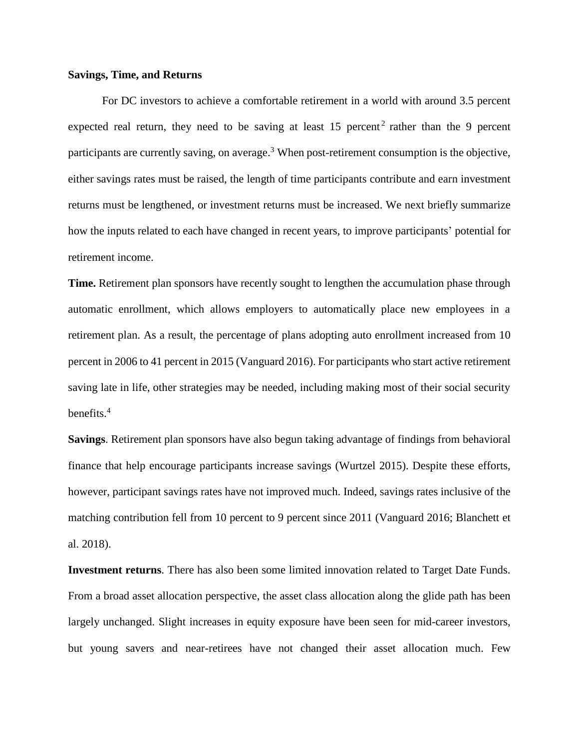**Savings, Time, and Returns**

For DC investors to achieve a comfortable retirement in a world with around 3.5 percent expected real return, they need to be saving at least 15 percent[2] rather than the 9 percent participants are currently saving, on average.[3] When post-retirement consumption is the objective, either savings rates must be raised, the length of time participants contribute and earn investment returns must be lengthened, or investment returns must be increased. We next briefly summarize how the inputs related to each have changed in recent years, to improve participants' potential for retirement income.

**Time.** Retirement plan sponsors have recently sought to lengthen the accumulation phase through automatic enrollment, which allows employers to automatically place new employees in a retirement plan. As a result, the percentage of plans adopting auto enrollment increased from 10 percent in 2006 to 41 percent in 2015 (Vanguard 2016). For participants who start active retirement saving late in life, other strategies may be needed, including making most of their social security benefits.[4]

**Savings**. Retirement plan sponsors have also begun taking advantage of findings from behavioral finance that help encourage participants increase savings (Wurtzel 2015). Despite these efforts, however, participant savings rates have not improved much. Indeed, savings rates inclusive of the matching contribution fell from 10 percent to 9 percent since 2011 (Vanguard 2016; Blanchett et al. 2018).

**Investment returns**. There has also been some limited innovation related to Target Date Funds. From a broad asset allocation perspective, the asset class allocation along the glide path has been largely unchanged. Slight increases in equity exposure have been seen for mid-career investors, but young savers and near-retirees have not changed their asset allocation much. Few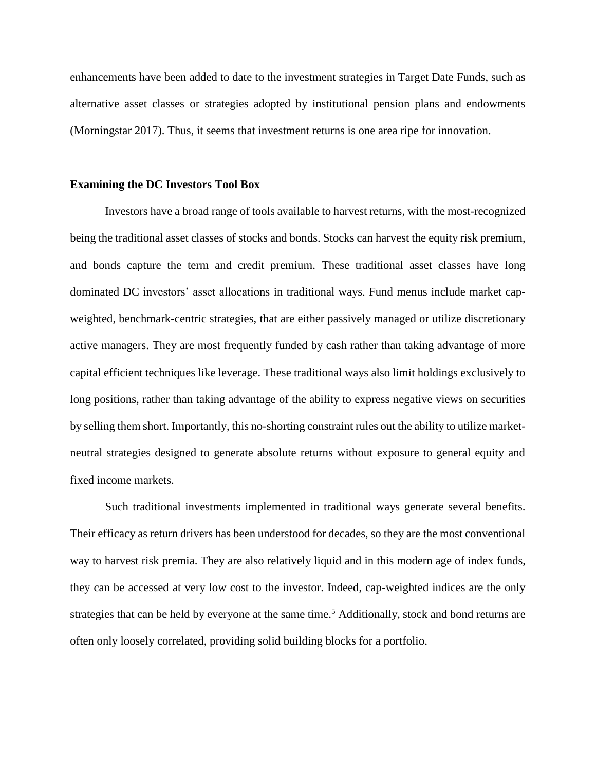enhancements have been added to date to the investment strategies in Target Date Funds, such as alternative asset classes or strategies adopted by institutional pension plans and endowments (Morningstar 2017). Thus, it seems that investment returns is one area ripe for innovation.

**Examining the DC Investors Tool Box**

Investors have a broad range of tools available to harvest returns, with the most-recognized being the traditional asset classes of stocks and bonds. Stocks can harvest the equity risk premium, and bonds capture the term and credit premium. These traditional asset classes have long dominated DC investors' asset allocations in traditional ways. Fund menus include market cap-weighted, benchmark-centric strategies, that are either passively managed or utilize discretionary active managers. They are most frequently funded by cash rather than taking advantage of more capital efficient techniques like leverage. These traditional ways also limit holdings exclusively to long positions, rather than taking advantage of the ability to express negative views on securities by selling them short. Importantly, this no-shorting constraint rules out the ability to utilize market-neutral strategies designed to generate absolute returns without exposure to general equity and fixed income markets.

Such traditional investments implemented in traditional ways generate several benefits. Their efficacy as return drivers has been understood for decades, so they are the most conventional way to harvest risk premia. They are also relatively liquid and in this modern age of index funds, they can be accessed at very low cost to the investor. Indeed, cap-weighted indices are the only strategies that can be held by everyone at the same time.[5] Additionally, stock and bond returns are often only loosely correlated, providing solid building blocks for a portfolio.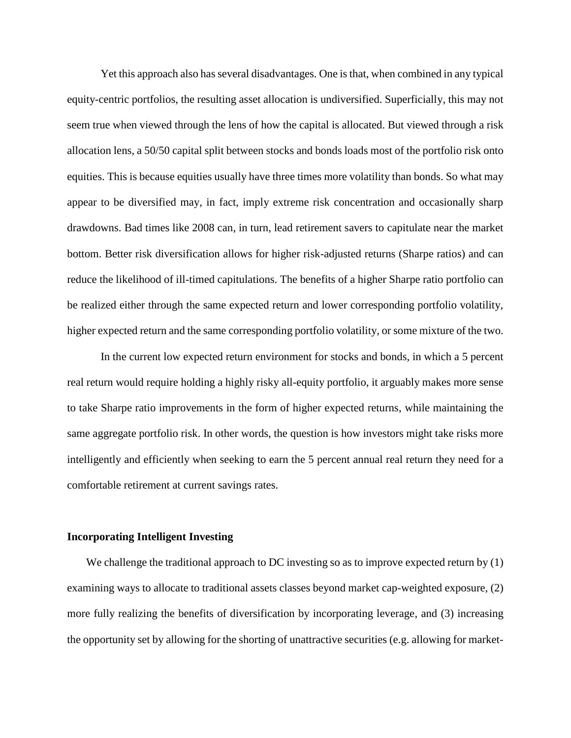Yet this approach also has several disadvantages. One is that, when combined in any typical equity-centric portfolios, the resulting asset allocation is undiversified. Superficially, this may not seem true when viewed through the lens of how the capital is allocated. But viewed through a risk allocation lens, a 50/50 capital split between stocks and bonds loads most of the portfolio risk onto equities. This is because equities usually have three times more volatility than bonds. So what may appear to be diversified may, in fact, imply extreme risk concentration and occasionally sharp drawdowns. Bad times like 2008 can, in turn, lead retirement savers to capitulate near the market bottom. Better risk diversification allows for higher risk-adjusted returns (Sharpe ratios) and can reduce the likelihood of ill-timed capitulations. The benefits of a higher Sharpe ratio portfolio can be realized either through the same expected return and lower corresponding portfolio volatility, higher expected return and the same corresponding portfolio volatility, or some mixture of the two.

In the current low expected return environment for stocks and bonds, in which a 5 percent real return would require holding a highly risky all-equity portfolio, it arguably makes more sense to take Sharpe ratio improvements in the form of higher expected returns, while maintaining the same aggregate portfolio risk. In other words, the question is how investors might take risks more intelligently and efficiently when seeking to earn the 5 percent annual real return they need for a comfortable retirement at current savings rates.

**Incorporating Intelligent Investing**

We challenge the traditional approach to DC investing so as to improve expected return by (1) examining ways to allocate to traditional assets classes beyond market cap-weighted exposure, (2) more fully realizing the benefits of diversification by incorporating leverage, and (3) increasing the opportunity set by allowing for the shorting of unattractive securities (e.g. allowing for market-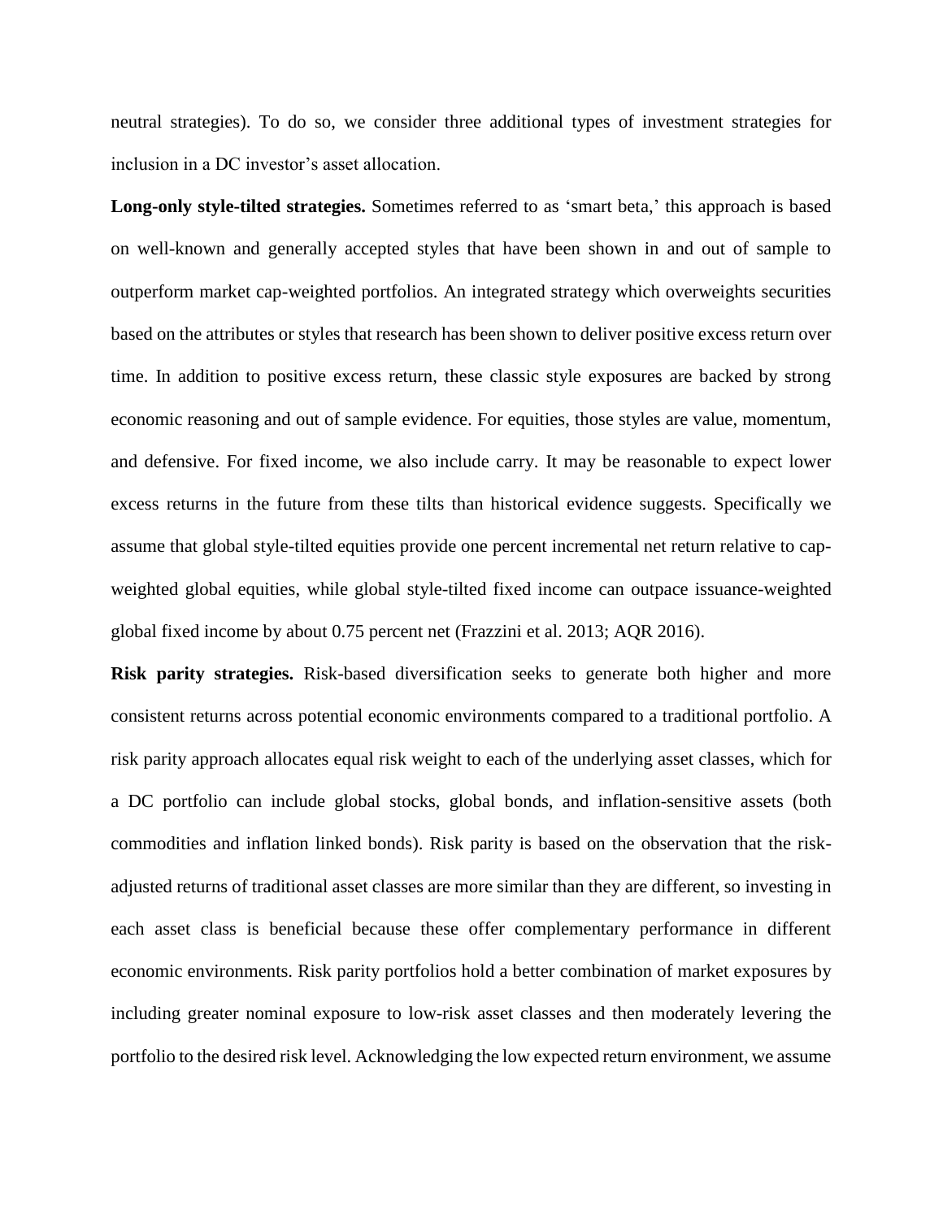neutral strategies). To do so, we consider three additional types of investment strategies for inclusion in a DC investor's asset allocation.

**Long-only style-tilted strategies.** Sometimes referred to as 'smart beta,' this approach is based on well-known and generally accepted styles that have been shown in and out of sample to outperform market cap-weighted portfolios. An integrated strategy which overweights securities based on the attributes or styles that research has been shown to deliver positive excess return over time. In addition to positive excess return, these classic style exposures are backed by strong economic reasoning and out of sample evidence. For equities, those styles are value, momentum, and defensive. For fixed income, we also include carry. It may be reasonable to expect lower excess returns in the future from these tilts than historical evidence suggests. Specifically we assume that global style-tilted equities provide one percent incremental net return relative to cap-weighted global equities, while global style-tilted fixed income can outpace issuance-weighted global fixed income by about 0.75 percent net (Frazzini et al. 2013; AQR 2016).

**Risk parity strategies.** Risk-based diversification seeks to generate both higher and more consistent returns across potential economic environments compared to a traditional portfolio. A risk parity approach allocates equal risk weight to each of the underlying asset classes, which for a DC portfolio can include global stocks, global bonds, and inflation-sensitive assets (both commodities and inflation linked bonds). Risk parity is based on the observation that the risk-adjusted returns of traditional asset classes are more similar than they are different, so investing in each asset class is beneficial because these offer complementary performance in different economic environments. Risk parity portfolios hold a better combination of market exposures by including greater nominal exposure to low-risk asset classes and then moderately levering the portfolio to the desired risk level. Acknowledging the low expected return environment, we assume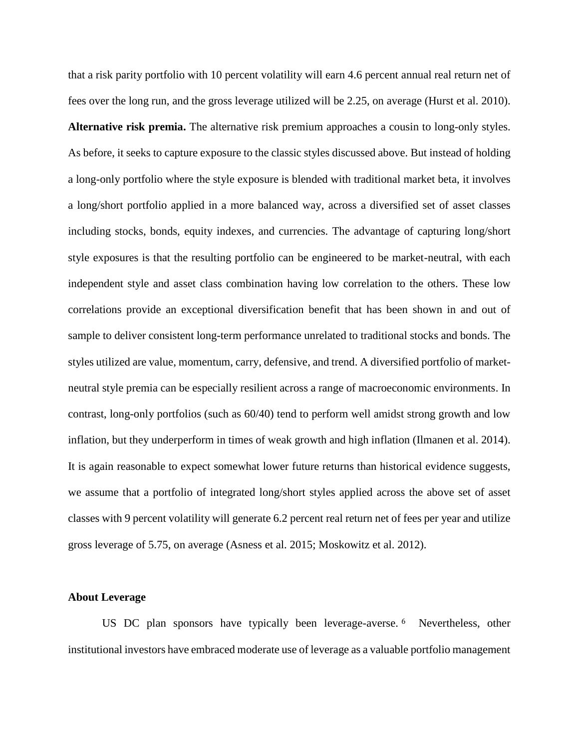that a risk parity portfolio with 10 percent volatility will earn 4.6 percent annual real return net of fees over the long run, and the gross leverage utilized will be 2.25, on average (Hurst et al. 2010).

**Alternative risk premia.** The alternative risk premium approaches a cousin to long-only styles. As before, it seeks to capture exposure to the classic styles discussed above. But instead of holding a long-only portfolio where the style exposure is blended with traditional market beta, it involves a long/short portfolio applied in a more balanced way, across a diversified set of asset classes including stocks, bonds, equity indexes, and currencies. The advantage of capturing long/short style exposures is that the resulting portfolio can be engineered to be market-neutral, with each independent style and asset class combination having low correlation to the others. These low correlations provide an exceptional diversification benefit that has been shown in and out of sample to deliver consistent long-term performance unrelated to traditional stocks and bonds. The styles utilized are value, momentum, carry, defensive, and trend. A diversified portfolio of market-neutral style premia can be especially resilient across a range of macroeconomic environments. In contrast, long-only portfolios (such as 60/40) tend to perform well amidst strong growth and low inflation, but they underperform in times of weak growth and high inflation (Ilmanen et al. 2014). It is again reasonable to expect somewhat lower future returns than historical evidence suggests, we assume that a portfolio of integrated long/short styles applied across the above set of asset classes with 9 percent volatility will generate 6.2 percent real return net of fees per year and utilize gross leverage of 5.75, on average (Asness et al. 2015; Moskowitz et al. 2012).

## About Leverage

US DC plan sponsors have typically been leverage-averse.[6] Nevertheless, other institutional investors have embraced moderate use of leverage as a valuable portfolio management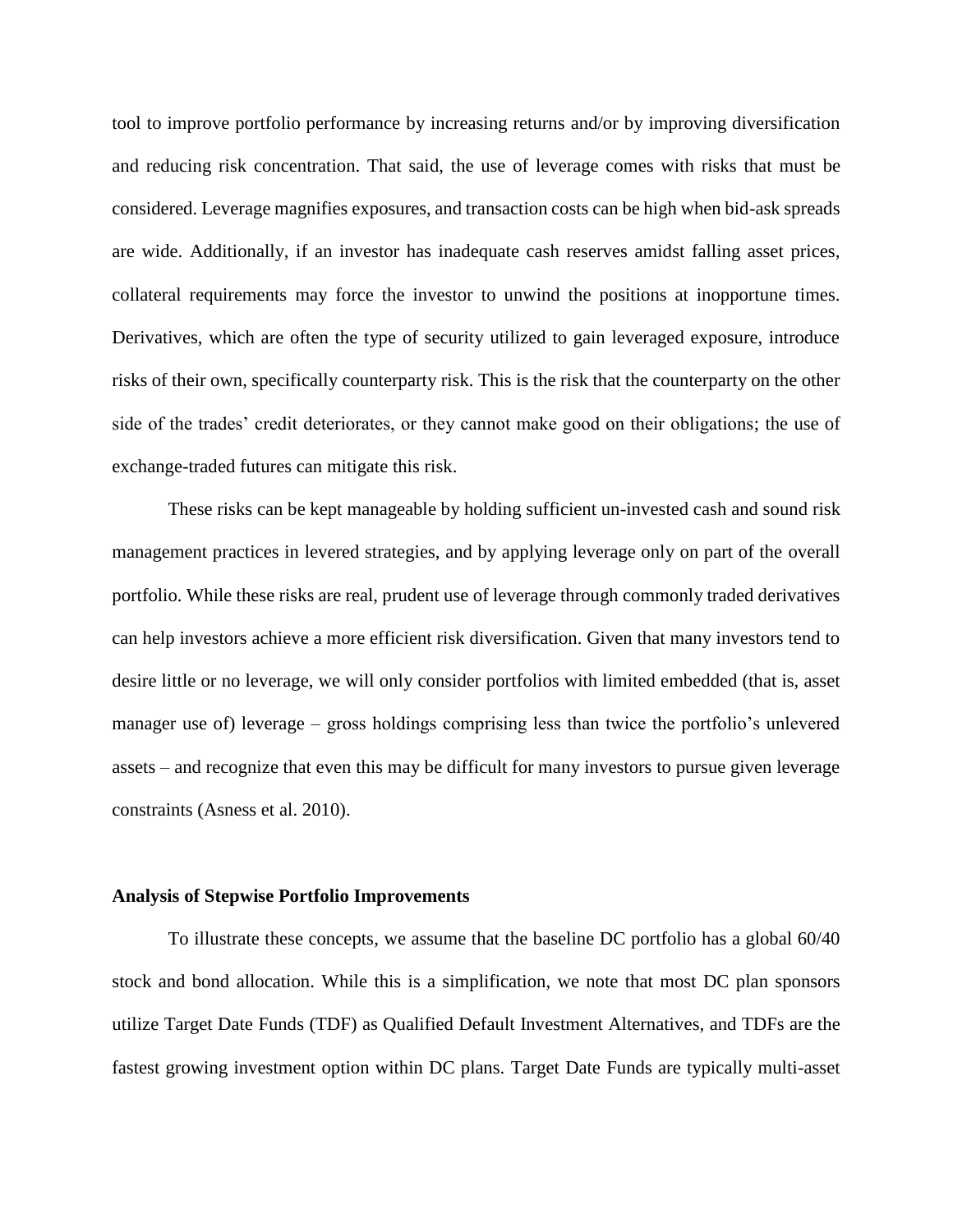tool to improve portfolio performance by increasing returns and/or by improving diversification and reducing risk concentration. That said, the use of leverage comes with risks that must be considered. Leverage magnifies exposures, and transaction costs can be high when bid-ask spreads are wide. Additionally, if an investor has inadequate cash reserves amidst falling asset prices, collateral requirements may force the investor to unwind the positions at inopportune times. Derivatives, which are often the type of security utilized to gain leveraged exposure, introduce risks of their own, specifically counterparty risk. This is the risk that the counterparty on the other side of the trades' credit deteriorates, or they cannot make good on their obligations; the use of exchange-traded futures can mitigate this risk.

These risks can be kept manageable by holding sufficient un-invested cash and sound risk management practices in levered strategies, and by applying leverage only on part of the overall portfolio. While these risks are real, prudent use of leverage through commonly traded derivatives can help investors achieve a more efficient risk diversification. Given that many investors tend to desire little or no leverage, we will only consider portfolios with limited embedded (that is, asset manager use of) leverage – gross holdings comprising less than twice the portfolio's unlevered assets – and recognize that even this may be difficult for many investors to pursue given leverage constraints (Asness et al. 2010).

**Analysis of Stepwise Portfolio Improvements**

To illustrate these concepts, we assume that the baseline DC portfolio has a global 60/40 stock and bond allocation. While this is a simplification, we note that most DC plan sponsors utilize Target Date Funds (TDF) as Qualified Default Investment Alternatives, and TDFs are the fastest growing investment option within DC plans. Target Date Funds are typically multi-asset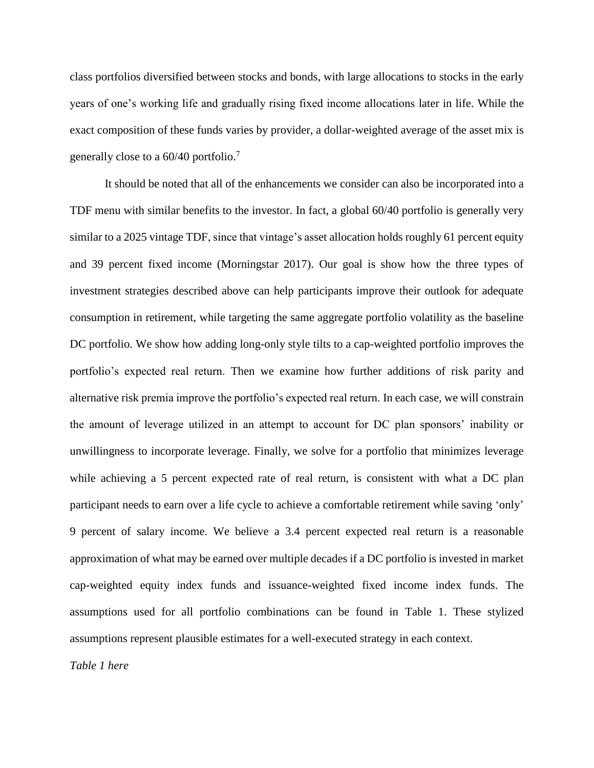class portfolios diversified between stocks and bonds, with large allocations to stocks in the early years of one's working life and gradually rising fixed income allocations later in life. While the exact composition of these funds varies by provider, a dollar-weighted average of the asset mix is generally close to a 60/40 portfolio.[7]

It should be noted that all of the enhancements we consider can also be incorporated into a TDF menu with similar benefits to the investor. In fact, a global 60/40 portfolio is generally very similar to a 2025 vintage TDF, since that vintage's asset allocation holds roughly 61 percent equity and 39 percent fixed income (Morningstar 2017). Our goal is show how the three types of investment strategies described above can help participants improve their outlook for adequate consumption in retirement, while targeting the same aggregate portfolio volatility as the baseline DC portfolio. We show how adding long-only style tilts to a cap-weighted portfolio improves the portfolio's expected real return. Then we examine how further additions of risk parity and alternative risk premia improve the portfolio's expected real return. In each case, we will constrain the amount of leverage utilized in an attempt to account for DC plan sponsors' inability or unwillingness to incorporate leverage. Finally, we solve for a portfolio that minimizes leverage while achieving a 5 percent expected rate of real return, is consistent with what a DC plan participant needs to earn over a life cycle to achieve a comfortable retirement while saving 'only' 9 percent of salary income. We believe a 3.4 percent expected real return is a reasonable approximation of what may be earned over multiple decades if a DC portfolio is invested in market cap-weighted equity index funds and issuance-weighted fixed income index funds. The assumptions used for all portfolio combinations can be found in Table 1. These stylized assumptions represent plausible estimates for a well-executed strategy in each context.

*Table 1 here*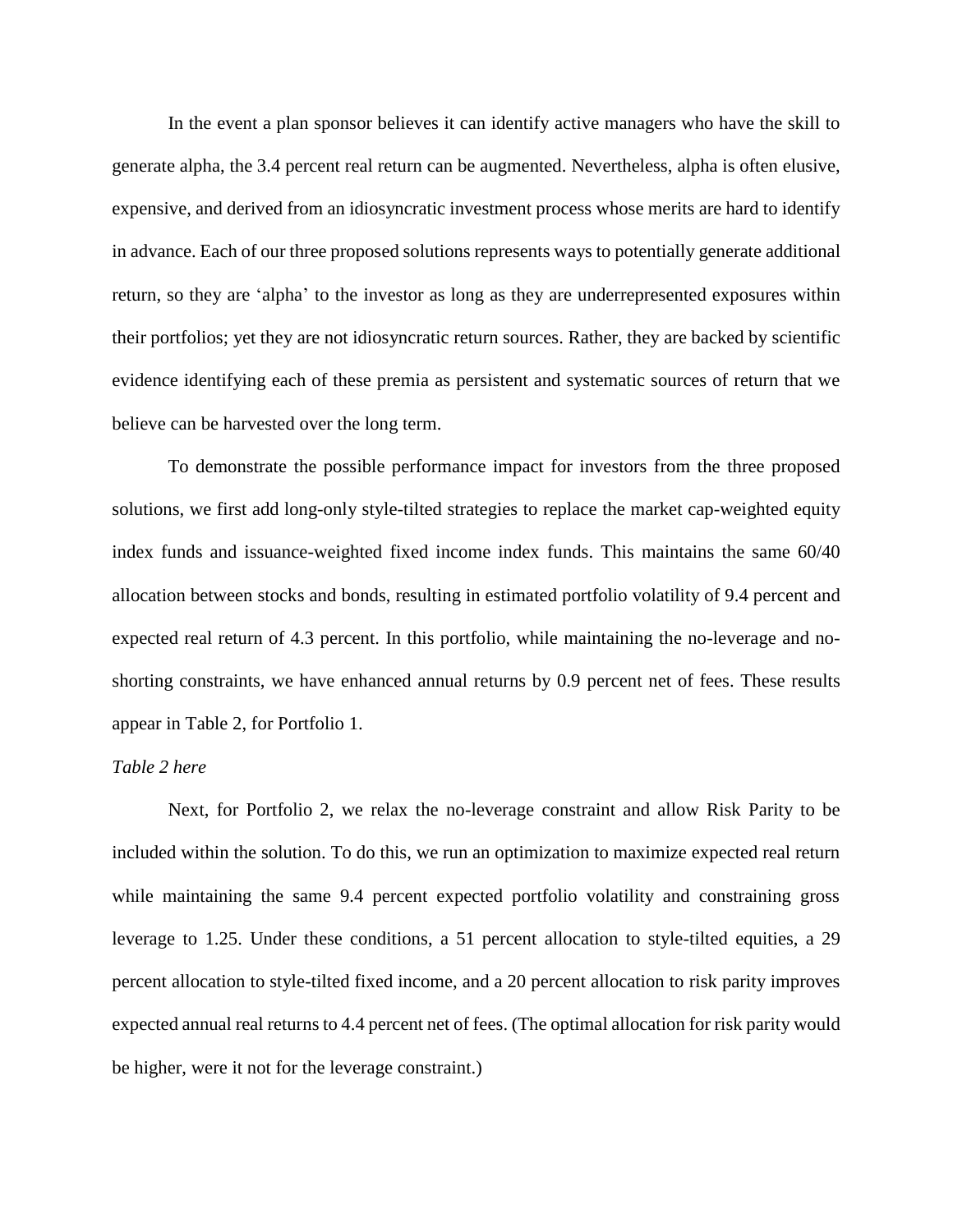In the event a plan sponsor believes it can identify active managers who have the skill to generate alpha, the 3.4 percent real return can be augmented. Nevertheless, alpha is often elusive, expensive, and derived from an idiosyncratic investment process whose merits are hard to identify in advance. Each of our three proposed solutions represents ways to potentially generate additional return, so they are 'alpha' to the investor as long as they are underrepresented exposures within their portfolios; yet they are not idiosyncratic return sources. Rather, they are backed by scientific evidence identifying each of these premia as persistent and systematic sources of return that we believe can be harvested over the long term.

To demonstrate the possible performance impact for investors from the three proposed solutions, we first add long-only style-tilted strategies to replace the market cap-weighted equity index funds and issuance-weighted fixed income index funds. This maintains the same 60/40 allocation between stocks and bonds, resulting in estimated portfolio volatility of 9.4 percent and expected real return of 4.3 percent. In this portfolio, while maintaining the no-leverage and no-shorting constraints, we have enhanced annual returns by 0.9 percent net of fees. These results appear in Table 2, for Portfolio 1.

*Table 2 here*

Next, for Portfolio 2, we relax the no-leverage constraint and allow Risk Parity to be included within the solution. To do this, we run an optimization to maximize expected real return while maintaining the same 9.4 percent expected portfolio volatility and constraining gross leverage to 1.25. Under these conditions, a 51 percent allocation to style-tilted equities, a 29 percent allocation to style-tilted fixed income, and a 20 percent allocation to risk parity improves expected annual real returns to 4.4 percent net of fees. (The optimal allocation for risk parity would be higher, were it not for the leverage constraint.)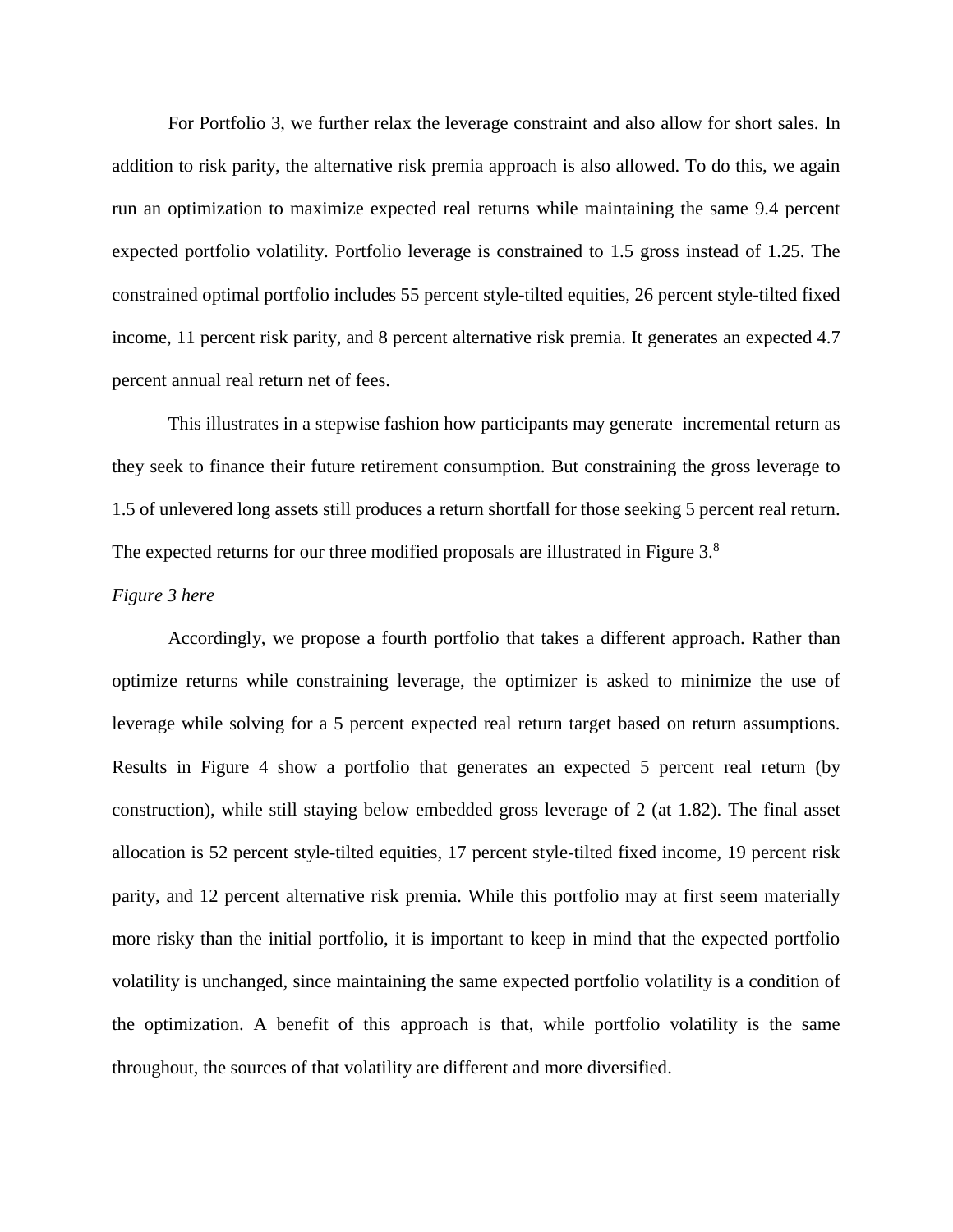For Portfolio 3, we further relax the leverage constraint and also allow for short sales. In addition to risk parity, the alternative risk premia approach is also allowed. To do this, we again run an optimization to maximize expected real returns while maintaining the same 9.4 percent expected portfolio volatility. Portfolio leverage is constrained to 1.5 gross instead of 1.25. The constrained optimal portfolio includes 55 percent style-tilted equities, 26 percent style-tilted fixed income, 11 percent risk parity, and 8 percent alternative risk premia. It generates an expected 4.7 percent annual real return net of fees.

This illustrates in a stepwise fashion how participants may generate incremental return as they seek to finance their future retirement consumption. But constraining the gross leverage to 1.5 of unlevered long assets still produces a return shortfall for those seeking 5 percent real return. The expected returns for our three modified proposals are illustrated in Figure 3.[8]

*Figure 3 here*

Accordingly, we propose a fourth portfolio that takes a different approach. Rather than optimize returns while constraining leverage, the optimizer is asked to minimize the use of leverage while solving for a 5 percent expected real return target based on return assumptions. Results in Figure 4 show a portfolio that generates an expected 5 percent real return (by construction), while still staying below embedded gross leverage of 2 (at 1.82). The final asset allocation is 52 percent style-tilted equities, 17 percent style-tilted fixed income, 19 percent risk parity, and 12 percent alternative risk premia. While this portfolio may at first seem materially more risky than the initial portfolio, it is important to keep in mind that the expected portfolio volatility is unchanged, since maintaining the same expected portfolio volatility is a condition of the optimization. A benefit of this approach is that, while portfolio volatility is the same throughout, the sources of that volatility are different and more diversified.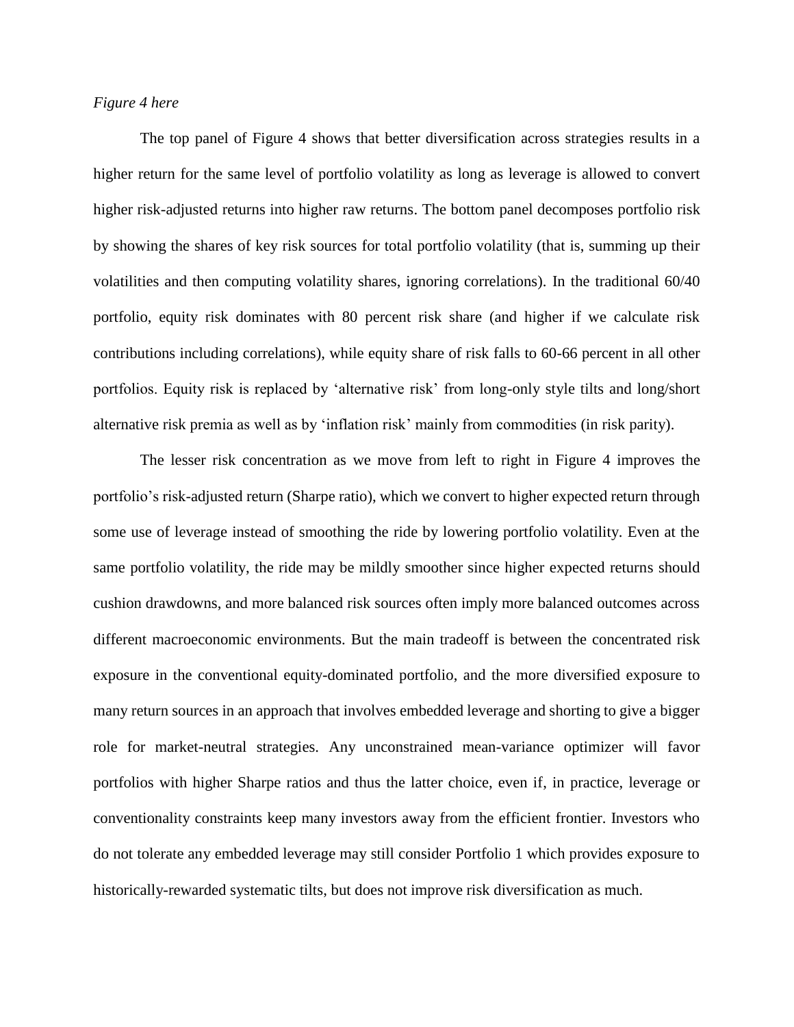*Figure 4 here*

The top panel of Figure 4 shows that better diversification across strategies results in a higher return for the same level of portfolio volatility as long as leverage is allowed to convert higher risk-adjusted returns into higher raw returns. The bottom panel decomposes portfolio risk by showing the shares of key risk sources for total portfolio volatility (that is, summing up their volatilities and then computing volatility shares, ignoring correlations). In the traditional 60/40 portfolio, equity risk dominates with 80 percent risk share (and higher if we calculate risk contributions including correlations), while equity share of risk falls to 60-66 percent in all other portfolios. Equity risk is replaced by 'alternative risk' from long-only style tilts and long/short alternative risk premia as well as by 'inflation risk' mainly from commodities (in risk parity).

The lesser risk concentration as we move from left to right in Figure 4 improves the portfolio's risk-adjusted return (Sharpe ratio), which we convert to higher expected return through some use of leverage instead of smoothing the ride by lowering portfolio volatility. Even at the same portfolio volatility, the ride may be mildly smoother since higher expected returns should cushion drawdowns, and more balanced risk sources often imply more balanced outcomes across different macroeconomic environments. But the main tradeoff is between the concentrated risk exposure in the conventional equity-dominated portfolio, and the more diversified exposure to many return sources in an approach that involves embedded leverage and shorting to give a bigger role for market-neutral strategies. Any unconstrained mean-variance optimizer will favor portfolios with higher Sharpe ratios and thus the latter choice, even if, in practice, leverage or conventionality constraints keep many investors away from the efficient frontier. Investors who do not tolerate any embedded leverage may still consider Portfolio 1 which provides exposure to historically-rewarded systematic tilts, but does not improve risk diversification as much.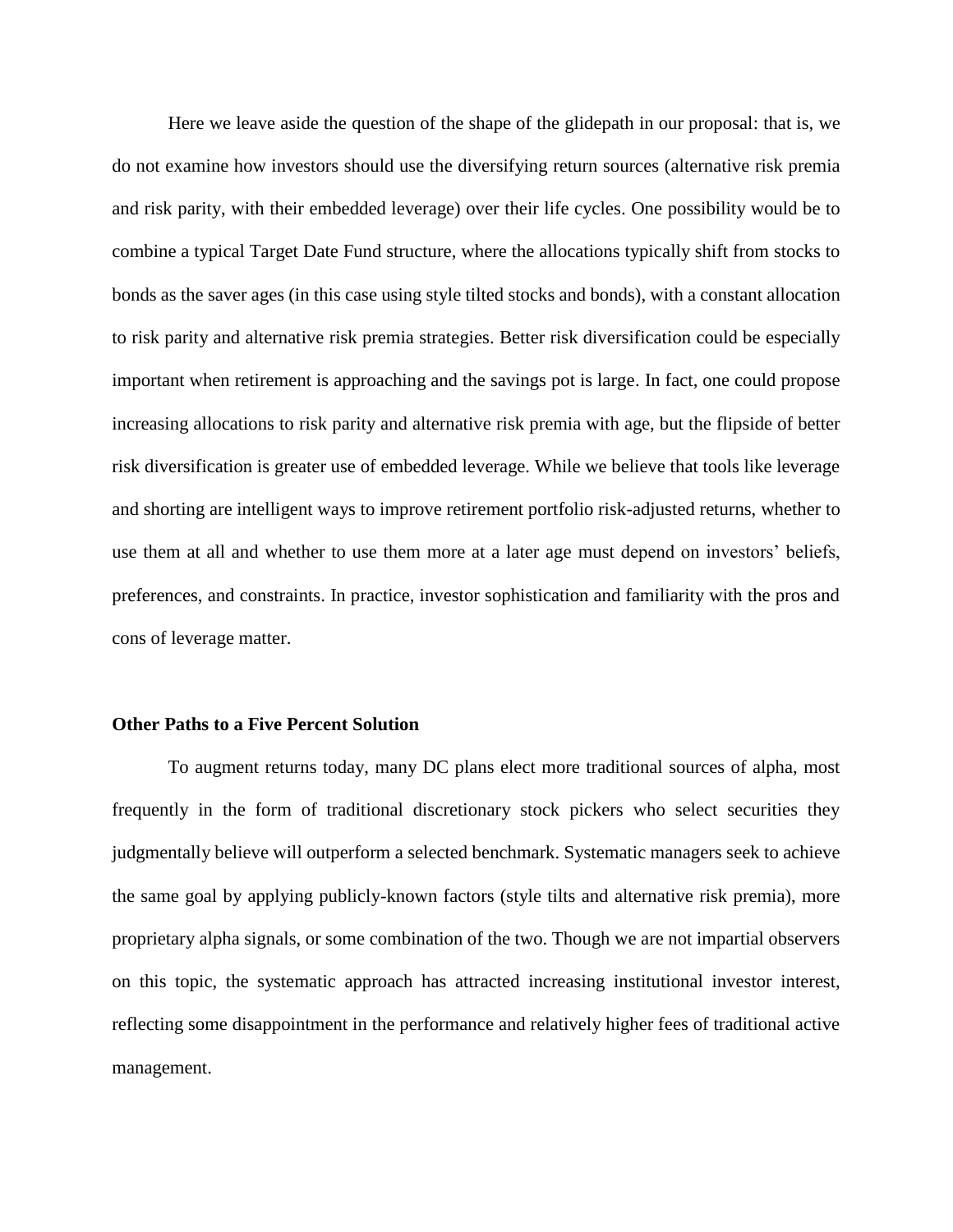Here we leave aside the question of the shape of the glidepath in our proposal: that is, we do not examine how investors should use the diversifying return sources (alternative risk premia and risk parity, with their embedded leverage) over their life cycles. One possibility would be to combine a typical Target Date Fund structure, where the allocations typically shift from stocks to bonds as the saver ages (in this case using style tilted stocks and bonds), with a constant allocation to risk parity and alternative risk premia strategies. Better risk diversification could be especially important when retirement is approaching and the savings pot is large. In fact, one could propose increasing allocations to risk parity and alternative risk premia with age, but the flipside of better risk diversification is greater use of embedded leverage. While we believe that tools like leverage and shorting are intelligent ways to improve retirement portfolio risk-adjusted returns, whether to use them at all and whether to use them more at a later age must depend on investors' beliefs, preferences, and constraints. In practice, investor sophistication and familiarity with the pros and cons of leverage matter.

**Other Paths to a Five Percent Solution**

To augment returns today, many DC plans elect more traditional sources of alpha, most frequently in the form of traditional discretionary stock pickers who select securities they judgmentally believe will outperform a selected benchmark. Systematic managers seek to achieve the same goal by applying publicly-known factors (style tilts and alternative risk premia), more proprietary alpha signals, or some combination of the two. Though we are not impartial observers on this topic, the systematic approach has attracted increasing institutional investor interest, reflecting some disappointment in the performance and relatively higher fees of traditional active management.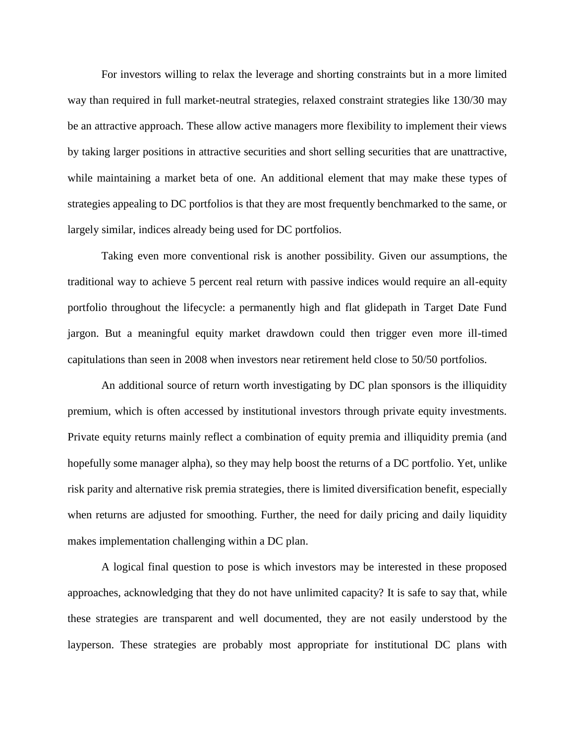For investors willing to relax the leverage and shorting constraints but in a more limited way than required in full market-neutral strategies, relaxed constraint strategies like 130/30 may be an attractive approach. These allow active managers more flexibility to implement their views by taking larger positions in attractive securities and short selling securities that are unattractive, while maintaining a market beta of one. An additional element that may make these types of strategies appealing to DC portfolios is that they are most frequently benchmarked to the same, or largely similar, indices already being used for DC portfolios.

Taking even more conventional risk is another possibility. Given our assumptions, the traditional way to achieve 5 percent real return with passive indices would require an all-equity portfolio throughout the lifecycle: a permanently high and flat glidepath in Target Date Fund jargon. But a meaningful equity market drawdown could then trigger even more ill-timed capitulations than seen in 2008 when investors near retirement held close to 50/50 portfolios.

An additional source of return worth investigating by DC plan sponsors is the illiquidity premium, which is often accessed by institutional investors through private equity investments. Private equity returns mainly reflect a combination of equity premia and illiquidity premia (and hopefully some manager alpha), so they may help boost the returns of a DC portfolio. Yet, unlike risk parity and alternative risk premia strategies, there is limited diversification benefit, especially when returns are adjusted for smoothing. Further, the need for daily pricing and daily liquidity makes implementation challenging within a DC plan.

A logical final question to pose is which investors may be interested in these proposed approaches, acknowledging that they do not have unlimited capacity? It is safe to say that, while these strategies are transparent and well documented, they are not easily understood by the layperson. These strategies are probably most appropriate for institutional DC plans with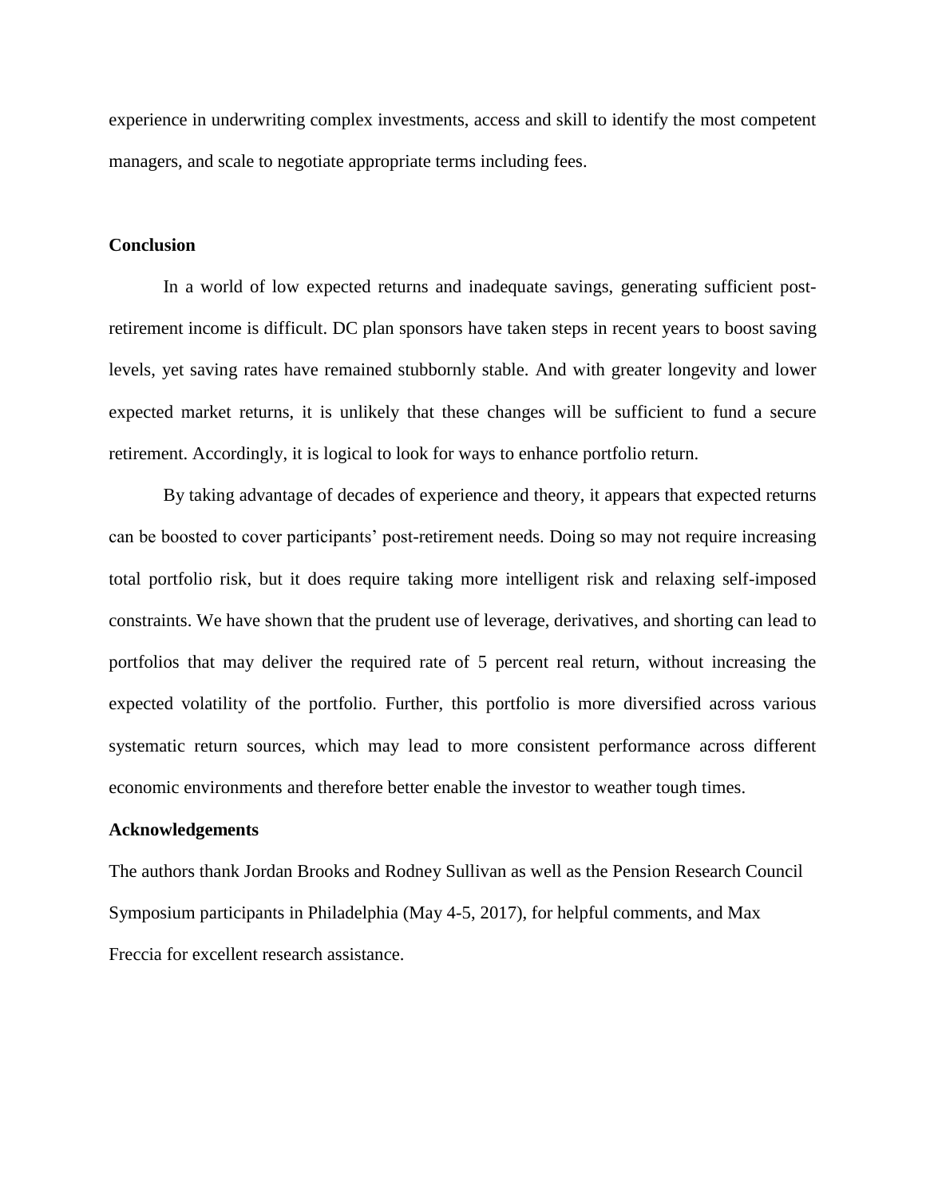experience in underwriting complex investments, access and skill to identify the most competent managers, and scale to negotiate appropriate terms including fees.

## Conclusion

In a world of low expected returns and inadequate savings, generating sufficient post-retirement income is difficult. DC plan sponsors have taken steps in recent years to boost saving levels, yet saving rates have remained stubbornly stable. And with greater longevity and lower expected market returns, it is unlikely that these changes will be sufficient to fund a secure retirement. Accordingly, it is logical to look for ways to enhance portfolio return.

By taking advantage of decades of experience and theory, it appears that expected returns can be boosted to cover participants' post-retirement needs. Doing so may not require increasing total portfolio risk, but it does require taking more intelligent risk and relaxing self-imposed constraints. We have shown that the prudent use of leverage, derivatives, and shorting can lead to portfolios that may deliver the required rate of 5 percent real return, without increasing the expected volatility of the portfolio. Further, this portfolio is more diversified across various systematic return sources, which may lead to more consistent performance across different economic environments and therefore better enable the investor to weather tough times.

## Acknowledgements

The authors thank Jordan Brooks and Rodney Sullivan as well as the Pension Research Council Symposium participants in Philadelphia (May 4-5, 2017), for helpful comments, and Max Freccia for excellent research assistance.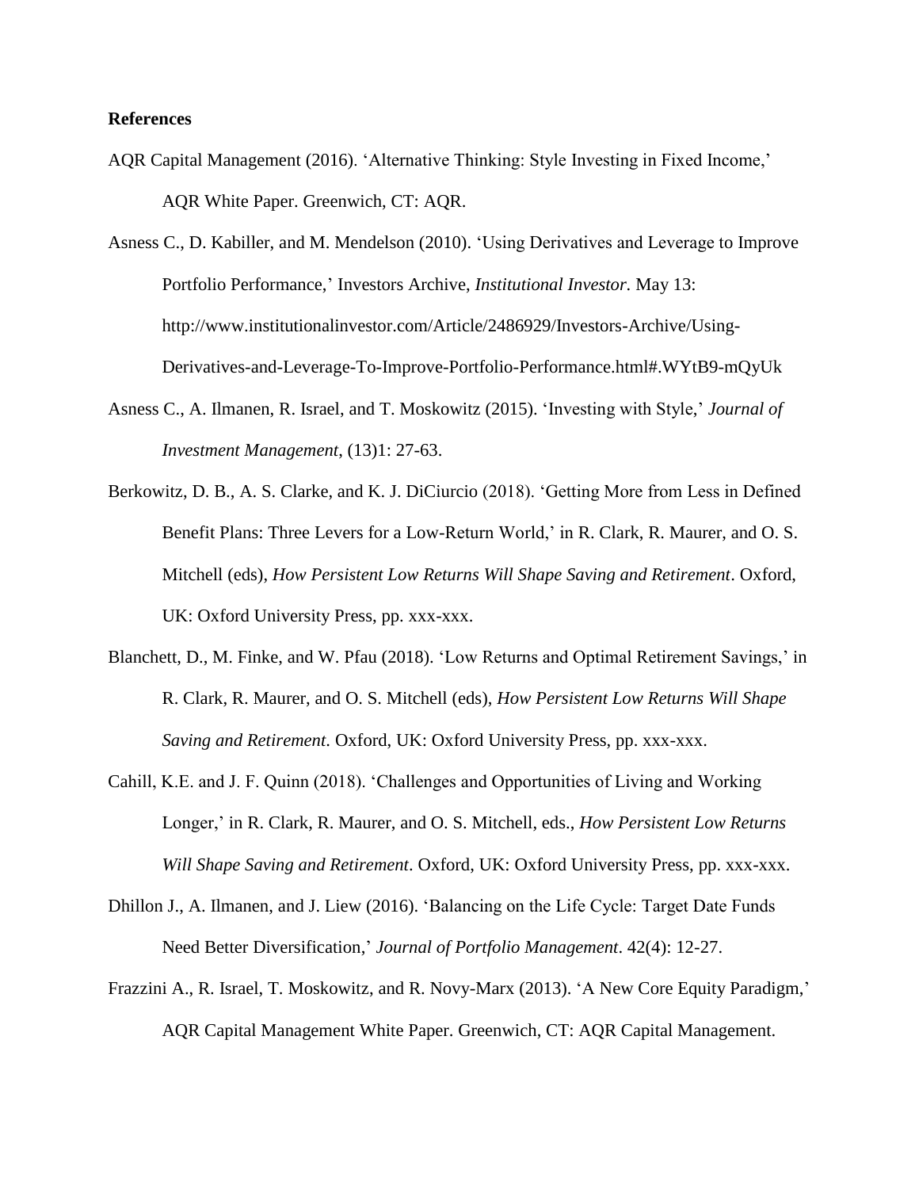**References**

AQR Capital Management (2016). 'Alternative Thinking: Style Investing in Fixed Income,' AQR White Paper. Greenwich, CT: AQR.

Asness C., D. Kabiller, and M. Mendelson (2010). 'Using Derivatives and Leverage to Improve Portfolio Performance,' Investors Archive, *Institutional Investor.* May 13: http://www.institutionalinvestor.com/Article/2486929/Investors-Archive/Using-Derivatives-and-Leverage-To-Improve-Portfolio-Performance.html#.WYtB9-mQyUk

Asness C., A. Ilmanen, R. Israel, and T. Moskowitz (2015). 'Investing with Style,' *Journal of Investment Management*, (13)1: 27-63.

Berkowitz, D. B., A. S. Clarke, and K. J. DiCiurcio (2018). 'Getting More from Less in Defined Benefit Plans: Three Levers for a Low-Return World,' in R. Clark, R. Maurer, and O. S. Mitchell (eds), *How Persistent Low Returns Will Shape Saving and Retirement*. Oxford, UK: Oxford University Press, pp. xxx-xxx.

Blanchett, D., M. Finke, and W. Pfau (2018). 'Low Returns and Optimal Retirement Savings,' in R. Clark, R. Maurer, and O. S. Mitchell (eds), *How Persistent Low Returns Will Shape Saving and Retirement*. Oxford, UK: Oxford University Press, pp. xxx-xxx.

Cahill, K.E. and J. F. Quinn (2018). 'Challenges and Opportunities of Living and Working Longer,' in R. Clark, R. Maurer, and O. S. Mitchell, eds., *How Persistent Low Returns Will Shape Saving and Retirement*. Oxford, UK: Oxford University Press, pp. xxx-xxx.

Dhillon J., A. Ilmanen, and J. Liew (2016). 'Balancing on the Life Cycle: Target Date Funds Need Better Diversification,' *Journal of Portfolio Management*. 42(4): 12-27.

Frazzini A., R. Israel, T. Moskowitz, and R. Novy-Marx (2013). 'A New Core Equity Paradigm,' AQR Capital Management White Paper. Greenwich, CT: AQR Capital Management.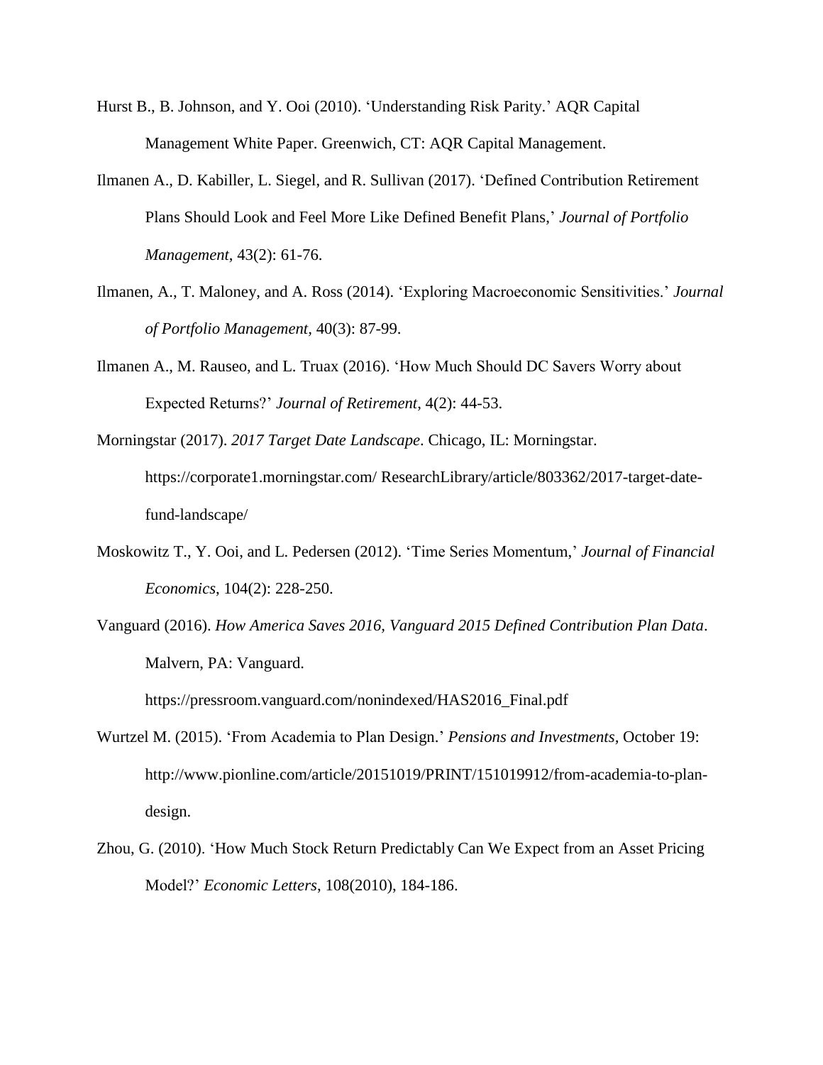Hurst B., B. Johnson, and Y. Ooi (2010). 'Understanding Risk Parity.' AQR Capital Management White Paper. Greenwich, CT: AQR Capital Management.

Ilmanen A., D. Kabiller, L. Siegel, and R. Sullivan (2017). 'Defined Contribution Retirement Plans Should Look and Feel More Like Defined Benefit Plans,' *Journal of Portfolio Management*, 43(2): 61-76.

Ilmanen, A., T. Maloney, and A. Ross (2014). 'Exploring Macroeconomic Sensitivities.' *Journal of Portfolio Management*, 40(3): 87-99.

Ilmanen A., M. Rauseo, and L. Truax (2016). 'How Much Should DC Savers Worry about Expected Returns?' *Journal of Retirement*, 4(2): 44-53.

Morningstar (2017). *2017 Target Date Landscape*. Chicago, IL: Morningstar. https://corporate1.morningstar.com/ ResearchLibrary/article/803362/2017-target-date-fund-landscape/

Moskowitz T., Y. Ooi, and L. Pedersen (2012). 'Time Series Momentum,' *Journal of Financial Economics*, 104(2): 228-250.

Vanguard (2016). *How America Saves 2016, Vanguard 2015 Defined Contribution Plan Data*. Malvern, PA: Vanguard.

https://pressroom.vanguard.com/nonindexed/HAS2016_Final.pdf

Wurtzel M. (2015). 'From Academia to Plan Design.' *Pensions and Investments*, October 19: http://www.pionline.com/article/20151019/PRINT/151019912/from-academia-to-plan-design.

Zhou, G. (2010). 'How Much Stock Return Predictably Can We Expect from an Asset Pricing Model?' *Economic Letters*, 108(2010), 184-186.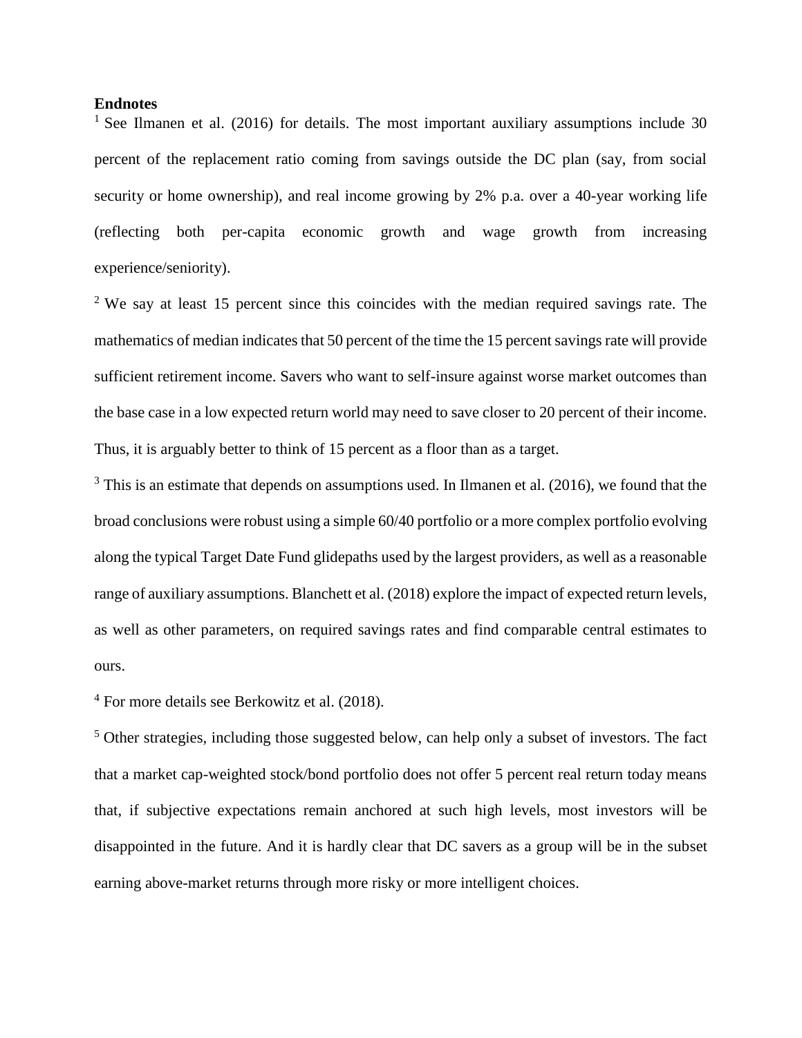**Endnotes**

[1] See Ilmanen et al. (2016) for details. The most important auxiliary assumptions include 30 percent of the replacement ratio coming from savings outside the DC plan (say, from social security or home ownership), and real income growing by 2% p.a. over a 40-year working life (reflecting both per-capita economic growth and wage growth from increasing experience/seniority).

[2] We say at least 15 percent since this coincides with the median required savings rate. The mathematics of median indicates that 50 percent of the time the 15 percent savings rate will provide sufficient retirement income. Savers who want to self-insure against worse market outcomes than the base case in a low expected return world may need to save closer to 20 percent of their income. Thus, it is arguably better to think of 15 percent as a floor than as a target.

[3] This is an estimate that depends on assumptions used. In Ilmanen et al. (2016), we found that the broad conclusions were robust using a simple 60/40 portfolio or a more complex portfolio evolving along the typical Target Date Fund glidepaths used by the largest providers, as well as a reasonable range of auxiliary assumptions. Blanchett et al. (2018) explore the impact of expected return levels, as well as other parameters, on required savings rates and find comparable central estimates to ours.

[4] For more details see Berkowitz et al. (2018).

[5] Other strategies, including those suggested below, can help only a subset of investors. The fact that a market cap-weighted stock/bond portfolio does not offer 5 percent real return today means that, if subjective expectations remain anchored at such high levels, most investors will be disappointed in the future. And it is hardly clear that DC savers as a group will be in the subset earning above-market returns through more risky or more intelligent choices.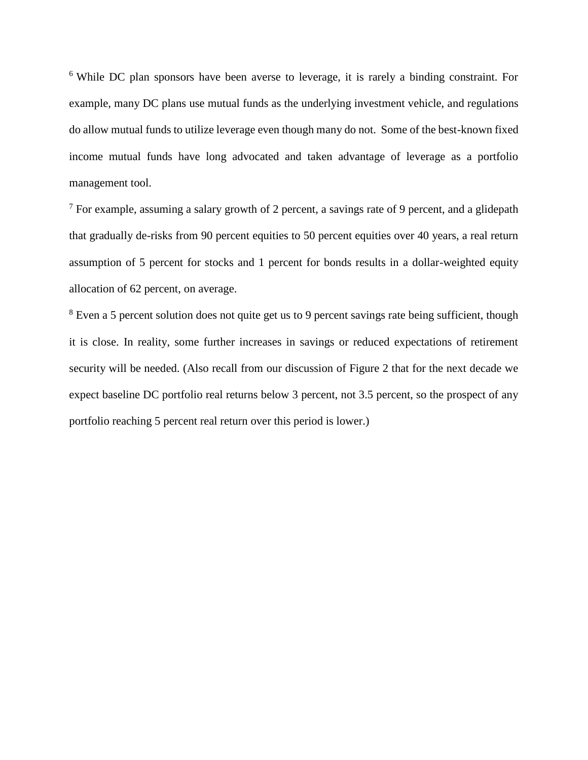[6] While DC plan sponsors have been averse to leverage, it is rarely a binding constraint. For example, many DC plans use mutual funds as the underlying investment vehicle, and regulations do allow mutual funds to utilize leverage even though many do not. Some of the best-known fixed income mutual funds have long advocated and taken advantage of leverage as a portfolio management tool.

[7] For example, assuming a salary growth of 2 percent, a savings rate of 9 percent, and a glidepath that gradually de-risks from 90 percent equities to 50 percent equities over 40 years, a real return assumption of 5 percent for stocks and 1 percent for bonds results in a dollar-weighted equity allocation of 62 percent, on average.

[8] Even a 5 percent solution does not quite get us to 9 percent savings rate being sufficient, though it is close. In reality, some further increases in savings or reduced expectations of retirement security will be needed. (Also recall from our discussion of Figure 2 that for the next decade we expect baseline DC portfolio real returns below 3 percent, not 3.5 percent, so the prospect of any portfolio reaching 5 percent real return over this period is lower.)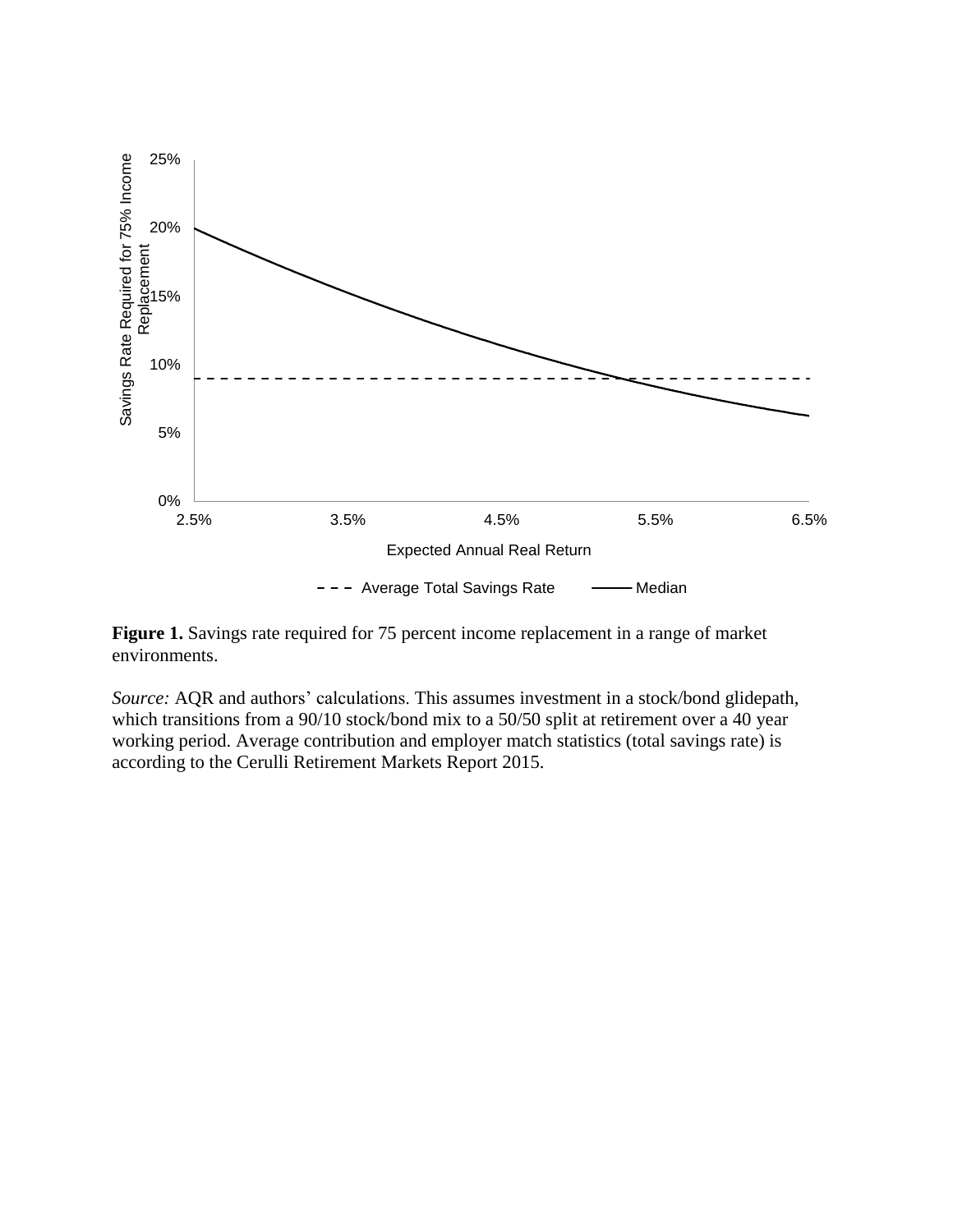**Figure 1.** Savings rate required for 75 percent income replacement in a range of market environments.

*Source:* AQR and authors' calculations. This assumes investment in a stock/bond glidepath, which transitions from a 90/10 stock/bond mix to a 50/50 split at retirement over a 40 year working period. Average contribution and employer match statistics (total savings rate) is according to the Cerulli Retirement Markets Report 2015.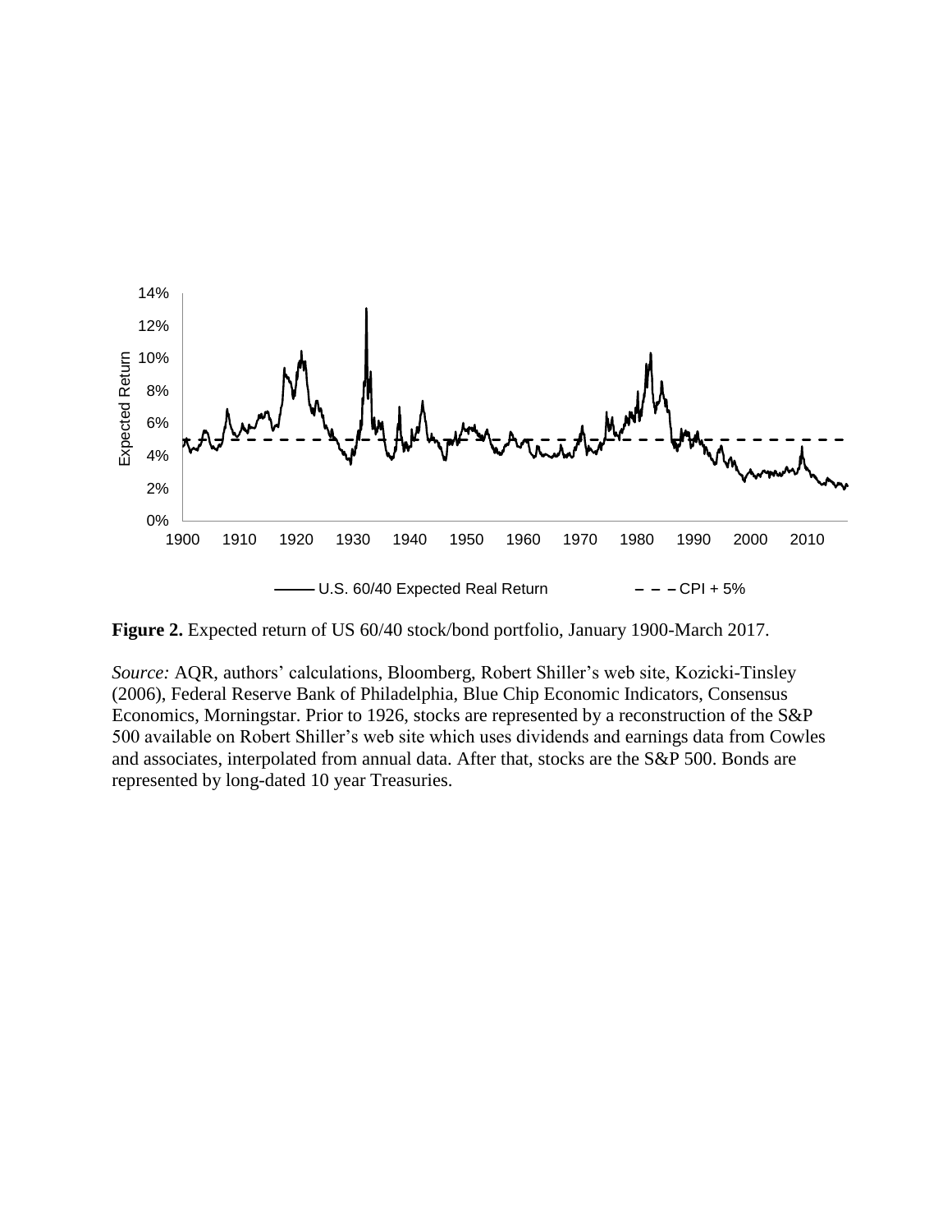**Figure 2.** Expected return of US 60/40 stock/bond portfolio, January 1900-March 2017.

*Source:* AQR, authors' calculations, Bloomberg, Robert Shiller's web site, Kozicki-Tinsley (2006), Federal Reserve Bank of Philadelphia, Blue Chip Economic Indicators, Consensus Economics, Morningstar. Prior to 1926, stocks are represented by a reconstruction of the S&P 500 available on Robert Shiller's web site which uses dividends and earnings data from Cowles and associates, interpolated from annual data. After that, stocks are the S&P 500. Bonds are represented by long-dated 10 year Treasuries.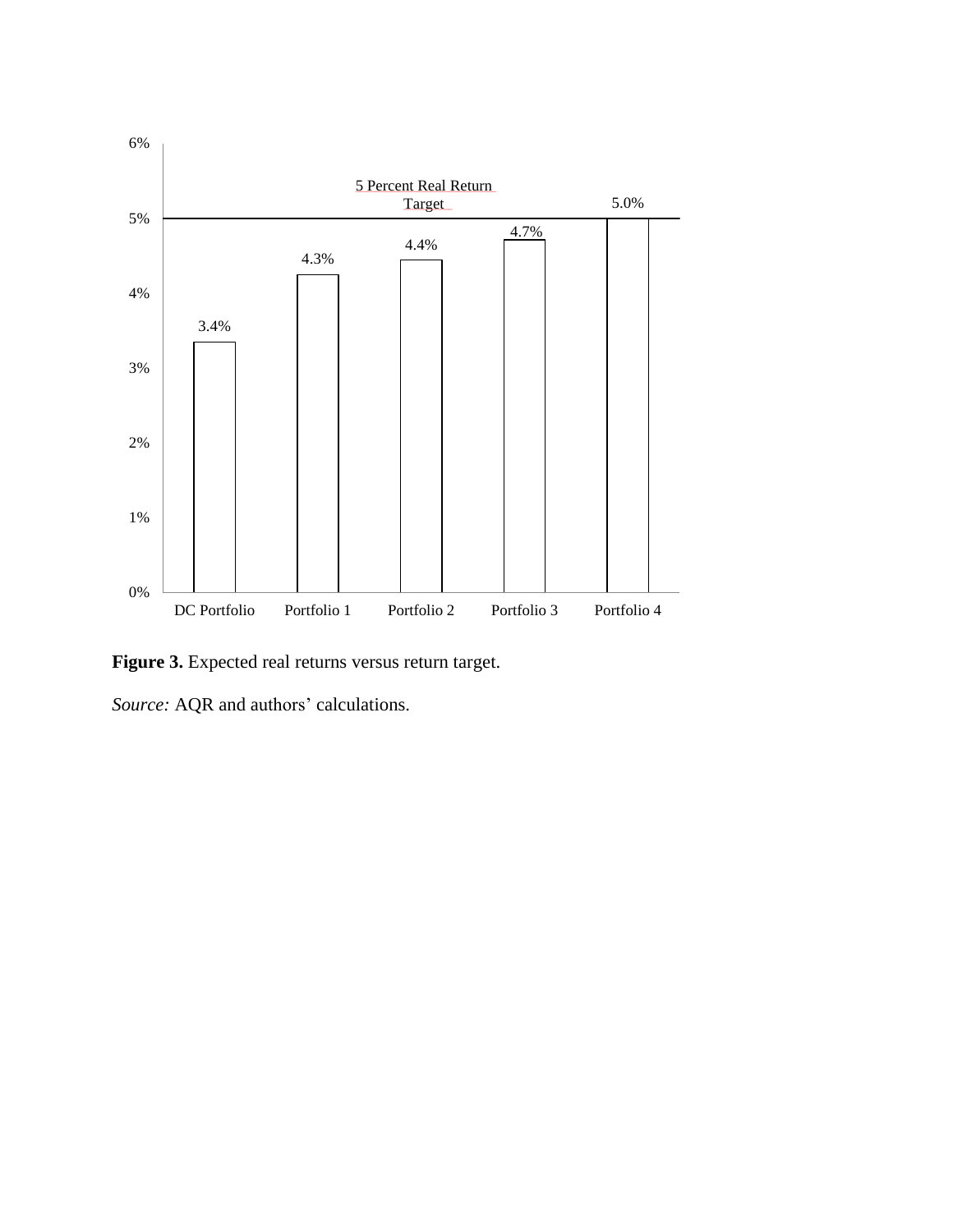| | DC Portfolio | Portfolio 1 | Portfolio 2 | Portfolio 3 | Portfolio 4 |
|---|---|---|---|---|---|
| Expected real return | 3.4% | 4.3% | 4.4% | 4.7% | 5.0% |

5 Percent Real Return Target

**Figure 3.** Expected real returns versus return target.

*Source:* AQR and authors' calculations.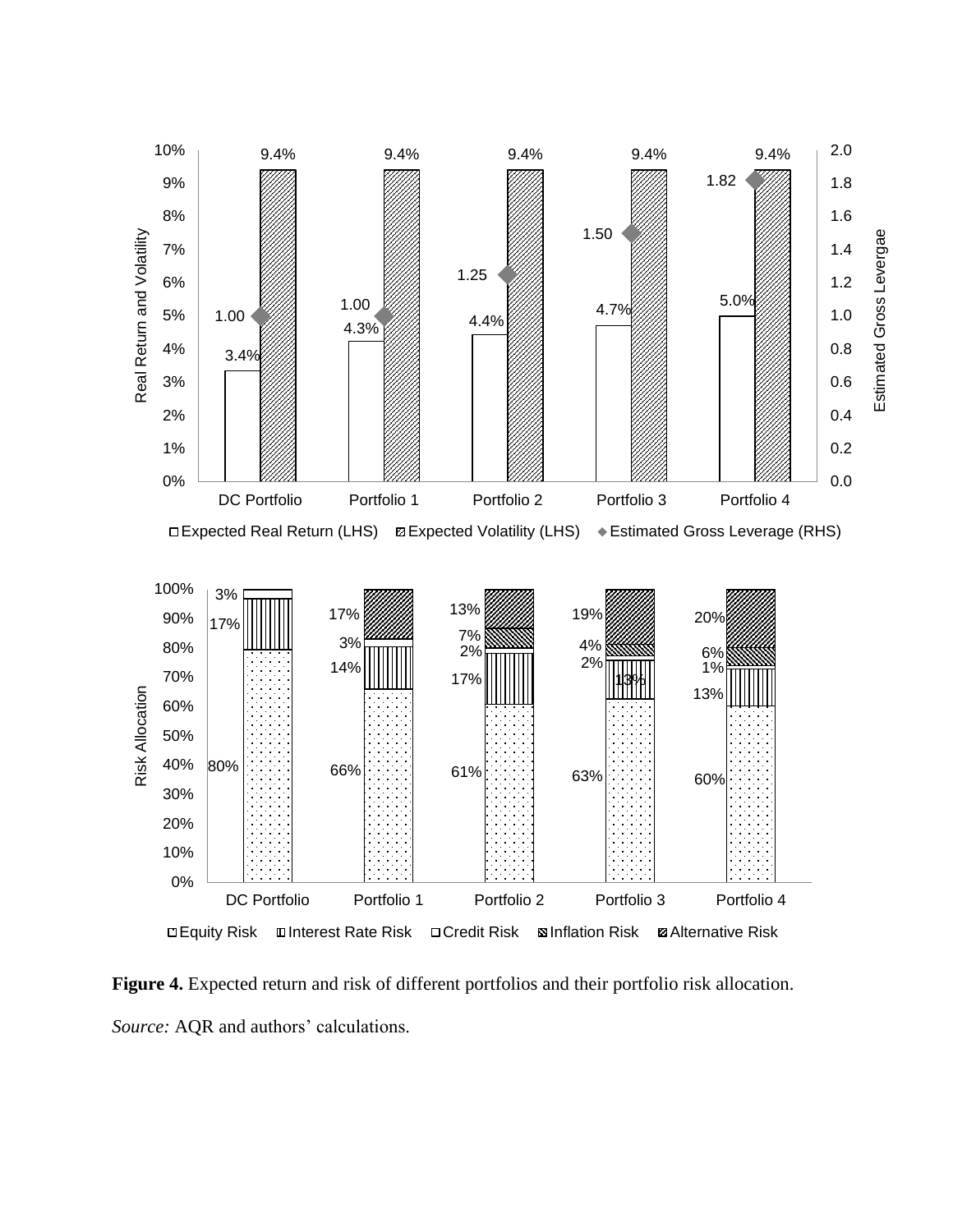**Figure 4.** Expected return and risk of different portfolios and their portfolio risk allocation.

*Source:* AQR and authors' calculations.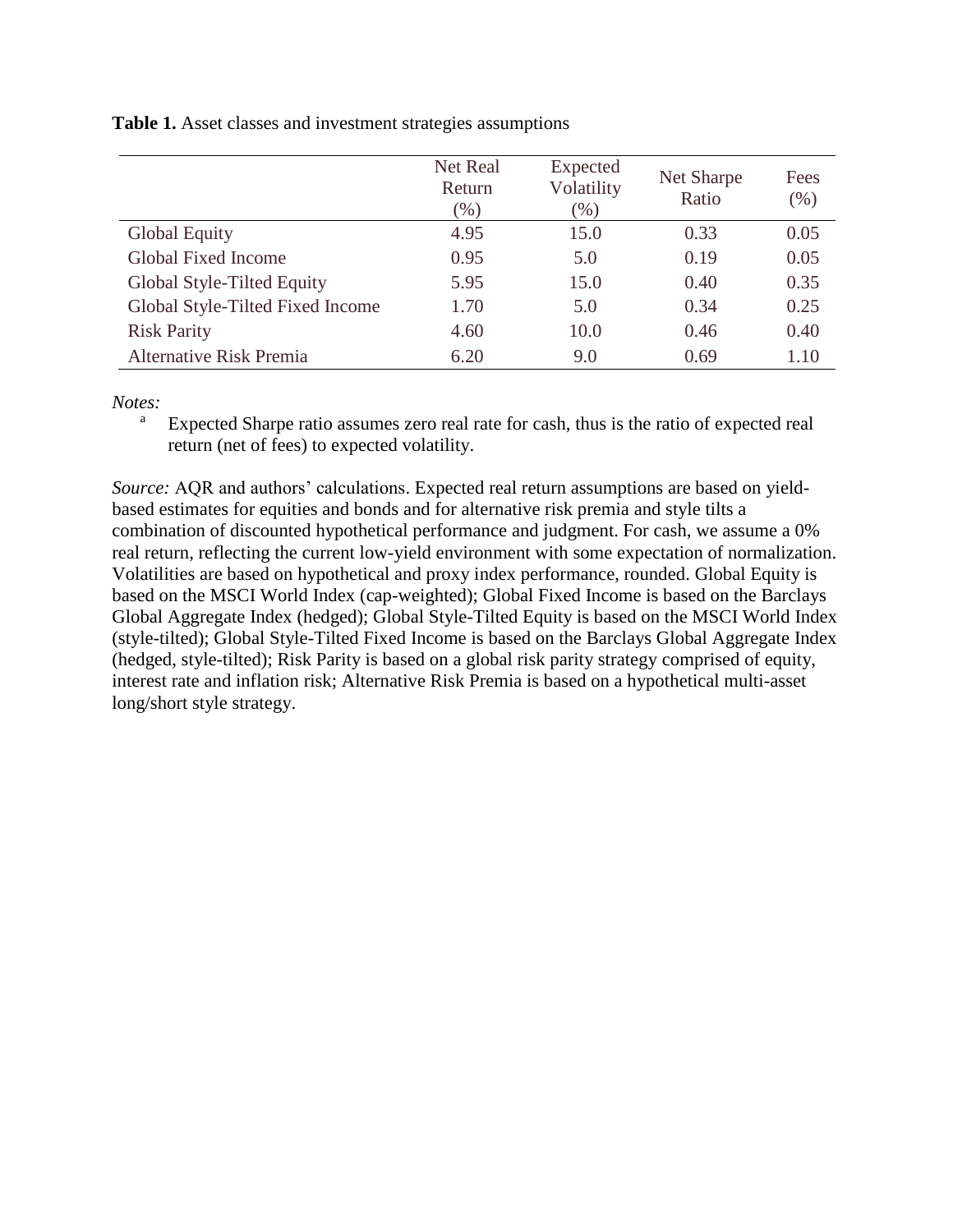**Table 1.** Asset classes and investment strategies assumptions

| | Net Real Return (%) | Expected Volatility (%) | Net Sharpe Ratio | Fees (%) |
|---|---|---|---|---|
| Global Equity | 4.95 | 15.0 | 0.33 | 0.05 |
| Global Fixed Income | 0.95 | 5.0 | 0.19 | 0.05 |
| Global Style-Tilted Equity | 5.95 | 15.0 | 0.40 | 0.35 |
| Global Style-Tilted Fixed Income | 1.70 | 5.0 | 0.34 | 0.25 |
| Risk Parity | 4.60 | 10.0 | 0.46 | 0.40 |
| Alternative Risk Premia | 6.20 | 9.0 | 0.69 | 1.10 |

*Notes:*

[a] Expected Sharpe ratio assumes zero real rate for cash, thus is the ratio of expected real return (net of fees) to expected volatility.

*Source:* AQR and authors' calculations. Expected real return assumptions are based on yield-based estimates for equities and bonds and for alternative risk premia and style tilts a combination of discounted hypothetical performance and judgment. For cash, we assume a 0% real return, reflecting the current low-yield environment with some expectation of normalization. Volatilities are based on hypothetical and proxy index performance, rounded. Global Equity is based on the MSCI World Index (cap-weighted); Global Fixed Income is based on the Barclays Global Aggregate Index (hedged); Global Style-Tilted Equity is based on the MSCI World Index (style-tilted); Global Style-Tilted Fixed Income is based on the Barclays Global Aggregate Index (hedged, style-tilted); Risk Parity is based on a global risk parity strategy comprised of equity, interest rate and inflation risk; Alternative Risk Premia is based on a hypothetical multi-asset long/short style strategy.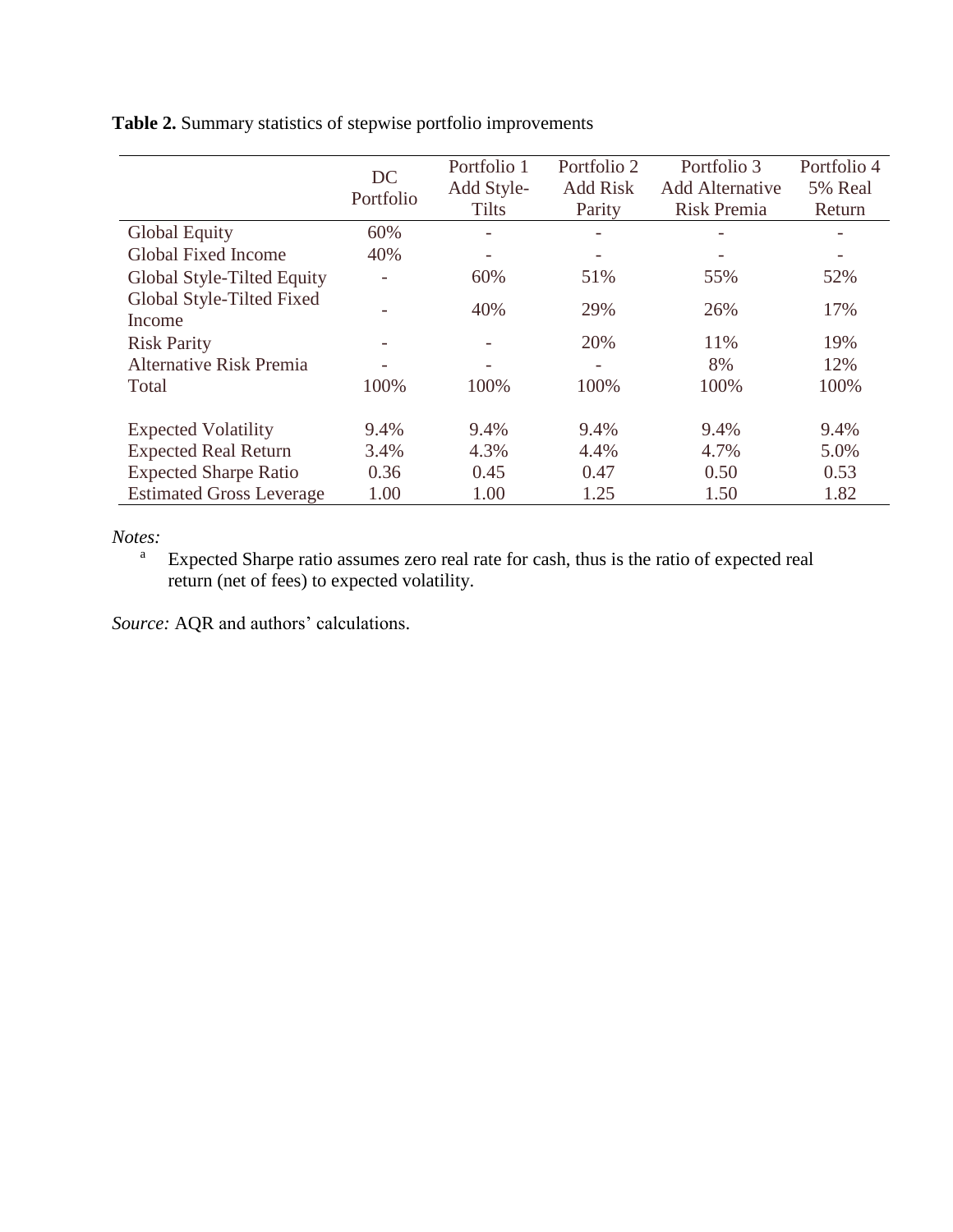**Table 2.** Summary statistics of stepwise portfolio improvements

| | DC Portfolio | Portfolio 1 Add Style-Tilts | Portfolio 2 Add Risk Parity | Portfolio 3 Add Alternative Risk Premia | Portfolio 4 5% Real Return |
|---|---|---|---|---|---|
| Global Equity | 60% | - | - | - | - |
| Global Fixed Income | 40% | - | - | - | - |
| Global Style-Tilted Equity | - | 60% | 51% | 55% | 52% |
| Global Style-Tilted Fixed Income | - | 40% | 29% | 26% | 17% |
| Risk Parity | - | - | 20% | 11% | 19% |
| Alternative Risk Premia | - | - | - | 8% | 12% |
| Total | 100% | 100% | 100% | 100% | 100% |
| | | | | | |
| Expected Volatility | 9.4% | 9.4% | 9.4% | 9.4% | 9.4% |
| Expected Real Return | 3.4% | 4.3% | 4.4% | 4.7% | 5.0% |
| Expected Sharpe Ratio | 0.36 | 0.45 | 0.47 | 0.50 | 0.53 |
| Estimated Gross Leverage | 1.00 | 1.00 | 1.25 | 1.50 | 1.82 |

*Notes:*

[a] Expected Sharpe ratio assumes zero real rate for cash, thus is the ratio of expected real return (net of fees) to expected volatility.

*Source:* AQR and authors' calculations.